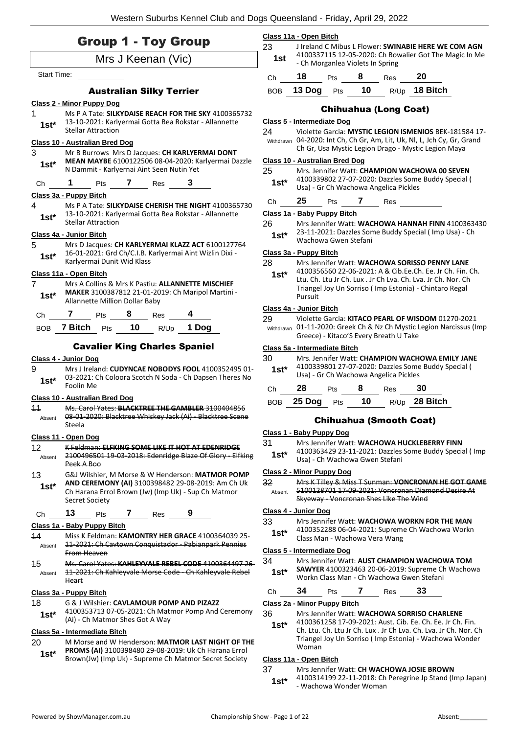# Group 1 - Toy Group

Mrs J Keenan (Vic)

Start Time: ___________

### Australian Silky Terrier

**Class 2 - Minor Puppy Dog**

1 — 1st* — Ms P A Tate: **SILKYDAISE REACH FOR THE SKY** 4100365732 13-10-2021: Karlyermai Gotta Bea Rokstar - Allannette Stellar Attraction

**Class 10 - Australian Bred Dog**

3 — 1st* — Mr B Burrows Mrs D Jacques: **CH KARLYERMAI DONT MEAN MAYBE** 6100122506 08-04-2020: Karlyermai Dazzle N Dammit - Karlyernai Aint Seen Nutin Yet

Ch 1 Pts 7 Res 3

**Class 3a - Puppy Bitch**

4 — 1st* — Ms P A Tate: **SILKYDAISE CHERISH THE NIGHT** 4100365730 13-10-2021: Karlyermai Gotta Bea Rokstar - Allannette Stellar Attraction

**Class 4a - Junior Bitch**

5 — 1st* — Mrs D Jacques: **CH KARLYERMAI KLAZZ ACT** 6100127764 16-01-2021: Grd Ch/C.I.B. Karlyermai Aint Wizlin Dixi - Karlyermai Dunit Wid Klass

**Class 11a - Open Bitch**

7 — 1st* — Mrs A Collins & Mrs K Pastiu: **ALLANNETTE MISCHIEF MAKER** 3100387812 21-01-2019: Ch Maripol Martini - Allannette Million Dollar Baby

Ch 7 Pts 8 Res 4

BOB 7 Bitch Pts 10 R/Up 1 Dog

### Cavalier King Charles Spaniel

**Class 4 - Junior Dog**

9 — 1st* — Mrs J Ireland: **CUDYNCAE NOBODYS FOOL** 4100352495 01-03-2021: Ch Coloora Scotch N Soda - Ch Dapsen Theres No Foolin Me

**Class 10 - Australian Bred Dog**

~~11~~ — Absent — ~~Ms. Carol Yates: **BLACKTREE THE GAMBLER** 3100404856 08-01-2020: Blacktree Whiskey Jack (Ai) - Blacktree Scene Steela~~

**Class 11 - Open Dog**

~~12~~ — Absent — ~~K Feldman: **ELFKING SOME LIKE IT HOT AT EDENRIDGE** 2100496501 19-03-2018: Edenridge Blaze Of Glory - Elfking Peek A Boo~~

13 — 1st* — G&J Wilshier, M Morse & W Henderson: **MATMOR POMP AND CEREMONY (AI)** 3100398482 29-08-2019: Am Ch Uk Ch Harana Errol Brown (Jw) (Imp Uk) - Sup Ch Matmor Secret Society

Ch 13 Pts 7 Res 9

**Class 1a - Baby Puppy Bitch**

~~14~~ — Absent — ~~Miss K Feldman: **KAMONTRY HER GRACE** 4100364039 25-11-2021: Ch Cavtown Conquistador - Pabianpark Pennies From Heaven~~

~~15~~ — Absent — ~~Ms. Carol Yates: **KAHLEYVALE REBEL CODE** 4100364497 26-11-2021: Ch Kahleyvale Morse Code - Ch Kahleyvale Rebel Heart~~

**Class 3a - Puppy Bitch**

18 — 1st* — G & J Wilshier: **CAVLAMOUR POMP AND PIZAZZ** 4100353713 07-05-2021: Ch Matmor Pomp And Ceremony (Ai) - Ch Matmor Shes Got A Way

**Class 5a - Intermediate Bitch**

20 — 1st* — M Morse and W Henderson: **MATMOR LAST NIGHT OF THE PROMS (AI)** 3100398480 29-08-2019: Uk Ch Harana Errol Brown(Jw) (Imp Uk) - Supreme Ch Matmor Secret Society

**Class 11a - Open Bitch**

23 — 1st — J Ireland C Mibus L Flower: **SWINABIE HERE WE COM AGN** 4100337115 12-05-2020: Ch Bowalier Got The Magic In Me - Ch Morganlea Violets In Spring

Ch 18 Pts 8 Res 20

BOB 13 Dog Pts 10 R/Up 18 Bitch

### Chihuahua (Long Coat)

**Class 5 - Intermediate Dog**

24 — Withdrawn — Violette Garcia: **MYSTIC LEGION ISMENIOS** BEK-181584 17-04-2020: Int Ch, Ch Gr, Am, Lit, Uk, Nl, L, Jch Cy, Gr, Grand Ch Gr, Usa Mystic Legion Drago - Mystic Legion Maya

**Class 10 - Australian Bred Dog**

25 — 1st* — Mrs. Jennifer Watt: **CHAMPION WACHOWA 00 SEVEN** 4100339802 27-07-2020: Dazzles Some Buddy Special ( Usa) - Gr Ch Wachowa Angelica Pickles

Ch 25 Pts 7 Res ___

**Class 1a - Baby Puppy Bitch**

26 — 1st* — Mrs Jennifer Watt: **WACHOWA HANNAH FINN** 4100363430 23-11-2021: Dazzles Some Buddy Special ( Imp Usa) - Ch Wachowa Gwen Stefani

**Class 3a - Puppy Bitch**

28 — 1st* — Mrs Jennifer Watt: **WACHOWA SORISSO PENNY LANE** 4100356560 22-06-2021: A & Cib.Ee.Ch. Ee. Jr Ch. Fin. Ch. Ltu. Ch. Ltu Jr Ch. Lux . Jr Ch Lva. Ch. Lva. Jr Ch. Nor. Ch Triangel Joy Un Sorriso ( Imp Estonia) - Chintaro Regal Pursuit

**Class 4a - Junior Bitch**

29 — Withdrawn — Violette Garcia: **KITACO PEARL OF WISDOM** 01270-2021 01-11-2020: Greek Ch & Nz Ch Mystic Legion Narcissus (Imp Greece) - Kitaco'S Every Breath U Take

**Class 5a - Intermediate Bitch**

30 — 1st* — Mrs. Jennifer Watt: **CHAMPION WACHOWA EMILY JANE** 4100339801 27-07-2020: Dazzles Some Buddy Special ( Usa) - Gr Ch Wachowa Angelica Pickles

Ch 28 Pts 8 Res 30

BOB 25 Dog Pts 10 R/Up 28 Bitch

### Chihuahua (Smooth Coat)

**Class 1 - Baby Puppy Dog**

31 — 1st* — Mrs Jennifer Watt: **WACHOWA HUCKLEBERRY FINN** 4100363429 23-11-2021: Dazzles Some Buddy Special ( Imp Usa) - Ch Wachowa Gwen Stefani

**Class 2 - Minor Puppy Dog**

~~32~~ — Absent — ~~Mrs K Tilley & Miss T Sunman: **VONCRONAN HE GOT GAME** 5100128701 17-09-2021: Voncronan Diamond Desire At Skyeway - Voncronan Shes Like The Wind~~

**Class 4 - Junior Dog**

33 — 1st* — Mrs Jennifer Watt: **WACHOWA WORKN FOR THE MAN** 4100352288 06-04-2021: Supreme Ch Wachowa Workn Class Man - Wachowa Vera Wang

**Class 5 - Intermediate Dog**

34 — 1st* — Mrs Jennifer Watt: **AUST CHAMPION WACHOWA TOM SAWYER** 4100323463 20-06-2019: Supreme Ch Wachowa Workn Class Man - Ch Wachowa Gwen Stefani

Ch 34 Pts 7 Res 33

**Class 2a - Minor Puppy Bitch**

36 — 1st* — Mrs Jennifer Watt: **WACHOWA SORRISO CHARLENE** 4100361258 17-09-2021: Aust. Cib. Ee. Ch. Ee. Jr Ch. Fin. Ch. Ltu. Ch. Ltu Jr Ch. Lux . Jr Ch Lva. Ch. Lva. Jr Ch. Nor. Ch Triangel Joy Un Sorriso ( Imp Estonia) - Wachowa Wonder Woman

**Class 11a - Open Bitch**

37 — 1st* — Mrs Jennifer Watt: **CH WACHOWA JOSIE BROWN** 4100314199 22-11-2018: Ch Peregrine Jp Stand (Imp Japan) - Wachowa Wonder Woman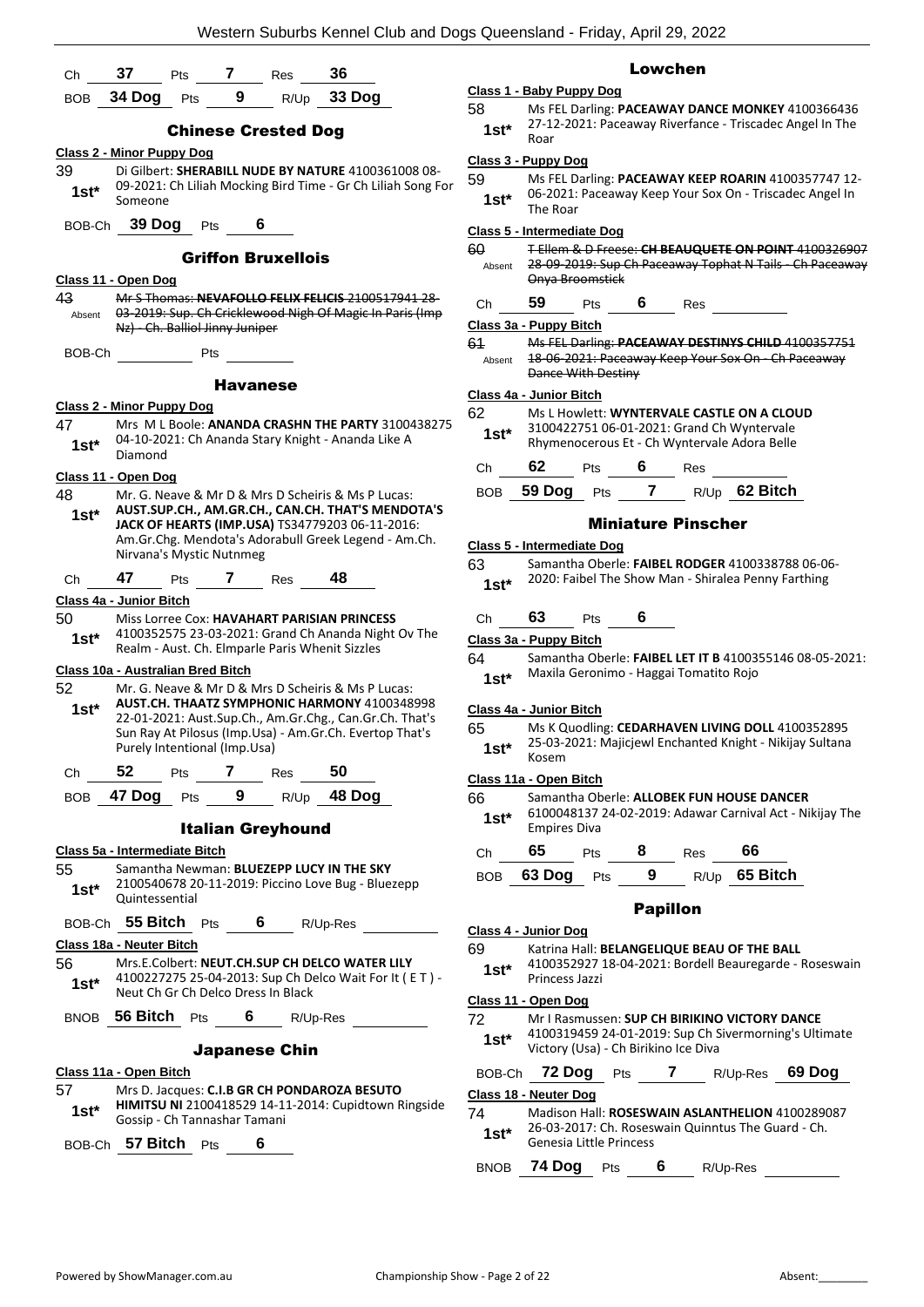Ch **37** Pts **7** Res **36**

BOB **34 Dog** Pts **9** R/Up **33 Dog**

## Chinese Crested Dog

**Class 2 - Minor Puppy Dog**

39 **1st*** Di Gilbert: **SHERABILL NUDE BY NATURE** 4100361008 08-09-2021: Ch Liliah Mocking Bird Time - Gr Ch Liliah Song For Someone

BOB-Ch **39 Dog** Pts **6**

## Griffon Bruxellois

**Class 11 - Open Dog**

43 Absent ~~Mr S Thomas: **NEVAFOLLO FELIX FELICIS** 2100517941 28-03-2019: Sup. Ch Cricklewood Nigh Of Magic In Paris (Imp Nz) - Ch. Balliol Jinny Juniper~~

BOB-Ch Pts

## Havanese

**Class 2 - Minor Puppy Dog**

47 **1st*** Mrs M L Boole: **ANANDA CRASHN THE PARTY** 3100438275 04-10-2021: Ch Ananda Stary Knight - Ananda Like A Diamond

**Class 11 - Open Dog**

48 **1st*** Mr. G. Neave & Mr D & Mrs D Scheiris & Ms P Lucas: **AUST.SUP.CH., AM.GR.CH., CAN.CH. THAT'S MENDOTA'S JACK OF HEARTS (IMP.USA)** TS34779203 06-11-2016: Am.Gr.Chg. Mendota's Adorabull Greek Legend - Am.Ch. Nirvana's Mystic Nutmeg

Ch **47** Pts **7** Res **48**

**Class 4a - Junior Bitch**

50 **1st*** Miss Lorree Cox: **HAVAHART PARISIAN PRINCESS** 4100352575 23-03-2021: Grand Ch Ananda Night Ov The Realm - Aust. Ch. Elmparle Paris Whenit Sizzles

**Class 10a - Australian Bred Bitch**

52 **1st*** Mr. G. Neave & Mr D & Mrs D Scheiris & Ms P Lucas: **AUST.CH. THAATZ SYMPHONIC HARMONY** 4100348998 22-01-2021: Aust.Sup.Ch., Am.Gr.Chg., Can.Gr.Ch. That's Sun Ray At Pilosus (Imp.Usa) - Am.Gr.Ch. Evertop That's Purely Intentional (Imp.Usa)

Ch **52** Pts **7** Res **50**

BOB **47 Dog** Pts **9** R/Up **48 Dog**

## Italian Greyhound

**Class 5a - Intermediate Bitch**

55 **1st*** Samantha Newman: **BLUEZEPP LUCY IN THE SKY** 2100540678 20-11-2019: Piccino Love Bug - Bluezepp Quintessential

BOB-Ch **55 Bitch** Pts **6** R/Up-Res

**Class 18a - Neuter Bitch**

56 **1st*** Mrs.E.Colbert: **NEUT.CH.SUP CH DELCO WATER LILY** 4100227275 25-04-2013: Sup Ch Delco Wait For It ( E T ) - Neut Ch Gr Ch Delco Dress In Black

BNOB **56 Bitch** Pts **6** R/Up-Res

## Japanese Chin

**Class 11a - Open Bitch**

57 **1st*** Mrs D. Jacques: **C.I.B GR CH PONDAROZA BESUTO HIMITSU NI** 2100418529 14-11-2014: Cupidtown Ringside Gossip - Ch Tannashar Tamani

BOB-Ch **57 Bitch** Pts **6**

## Lowchen

**Class 1 - Baby Puppy Dog**

58 **1st*** Ms FEL Darling: **PACEAWAY DANCE MONKEY** 4100366436 27-12-2021: Paceaway Riverfance - Triscadec Angel In The Roar

**Class 3 - Puppy Dog**

59 **1st*** Ms FEL Darling: **PACEAWAY KEEP ROARIN** 4100357747 12-06-2021: Paceaway Keep Your Sox On - Triscadec Angel In The Roar

**Class 5 - Intermediate Dog**

60 Absent ~~T Ellem & D Freese: **CH BEAUQUETE ON POINT** 4100326907 28-09-2019: Sup Ch Paceaway Tophat N Tails - Ch Paceaway Onya Broomstick~~

Ch **59** Pts **6** Res

**Class 3a - Puppy Bitch**

61 Absent ~~Ms FEL Darling: **PACEAWAY DESTINYS CHILD** 4100357751 18-06-2021: Paceaway Keep Your Sox On - Ch Paceaway Dance With Destiny~~

**Class 4a - Junior Bitch**

62 **1st*** Ms L Howlett: **WYNTERVALE CASTLE ON A CLOUD** 3100422751 06-01-2021: Grand Ch Wyntervale Rhymenocerous Et - Ch Wyntervale Adora Belle

Ch **62** Pts **6** Res

BOB **59 Dog** Pts **7** R/Up **62 Bitch**

## Miniature Pinscher

**Class 5 - Intermediate Dog**

63 **1st*** Samantha Oberle: **FAIBEL RODGER** 4100338788 06-06-2020: Faibel The Show Man - Shiralea Penny Farthing

Ch **63** Pts **6**

**Class 3a - Puppy Bitch**

64 **1st*** Samantha Oberle: **FAIBEL LET IT B** 4100355146 08-05-2021: Maxila Geronimo - Haggai Tomatito Rojo

**Class 4a - Junior Bitch**

65 **1st*** Ms K Quodling: **CEDARHAVEN LIVING DOLL** 4100352895 25-03-2021: Majicjewl Enchanted Knight - Nikijay Sultana Kosem

**Class 11a - Open Bitch**

66 **1st*** Samantha Oberle: **ALLOBEK FUN HOUSE DANCER** 6100048137 24-02-2019: Adawar Carnival Act - Nikijay The Empires Diva

Ch **65** Pts **8** Res **66**

BOB **63 Dog** Pts **9** R/Up **65 Bitch**

## Papillon

**Class 4 - Junior Dog**

69 **1st*** Katrina Hall: **BELANGELIQUE BEAU OF THE BALL** 4100352927 18-04-2021: Bordell Beauregarde - Roseswain Princess Jazzi

**Class 11 - Open Dog**

72 **1st*** Mr I Rasmussen: **SUP CH BIRIKINO VICTORY DANCE** 4100319459 24-01-2019: Sup Ch Sivermorning's Ultimate Victory (Usa) - Ch Birikino Ice Diva

BOB-Ch **72 Dog** Pts **7** R/Up-Res **69 Dog**

**Class 18 - Neuter Dog**

74 **1st*** Madison Hall: **ROSESWAIN ASLANTHELION** 4100289087 26-03-2017: Ch. Roseswain Quinntus The Guard - Ch. Genesia Little Princess

BNOB **74 Dog** Pts **6** R/Up-Res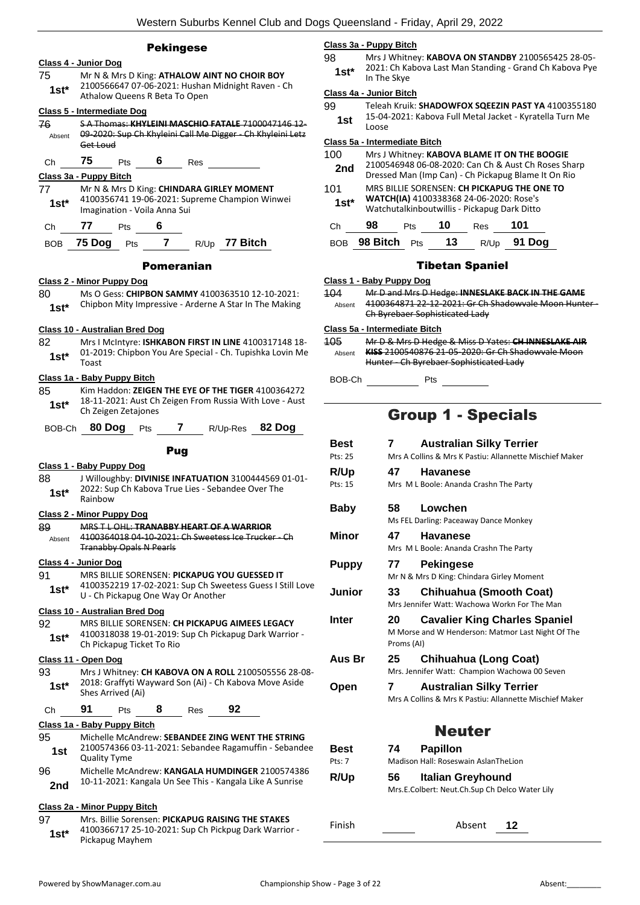## Pekingese

**Class 4 - Junior Dog**

75 — **1st*** — Mr N & Mrs D King: **ATHALOW AINT NO CHOIR BOY** 2100566647 07-06-2021: Hushan Midnight Raven - Ch Athalow Queens R Beta To Open

**Class 5 - Intermediate Dog**

76 — Absent — ~~S A Thomas: **KHYLEINI MASCHIO FATALE** 7100047146 12-09-2020: Sup Ch Khyleini Call Me Digger - Ch Khyleini Letz Get Loud~~

Ch **75** Pts **6** Res

**Class 3a - Puppy Bitch**

77 — **1st*** — Mr N & Mrs D King: **CHINDARA GIRLEY MOMENT** 4100356741 19-06-2021: Supreme Champion Winwei Imagination - Voila Anna Sui

Ch **77** Pts **6**

BOB **75 Dog** Pts **7** R/Up **77 Bitch**

## Pomeranian

**Class 2 - Minor Puppy Dog**

80 — **1st*** — Ms O Gess: **CHIPBON SAMMY** 4100363510 12-10-2021: Chipbon Mity Impressive - Arderne A Star In The Making

**Class 10 - Australian Bred Dog**

82 — **1st*** — Mrs I McIntyre: **ISHKABON FIRST IN LINE** 4100317148 18-01-2019: Chipbon You Are Special - Ch. Tupishka Lovin Me Toast

**Class 1a - Baby Puppy Bitch**

85 — **1st*** — Kim Haddon: **ZEIGEN THE EYE OF THE TIGER** 4100364272 18-11-2021: Aust Ch Zeigen From Russia With Love - Aust Ch Zeigen Zetajones

BOB-Ch **80 Dog** Pts **7** R/Up-Res **82 Dog**

## Pug

**Class 1 - Baby Puppy Dog**

88 — **1st*** — J Willoughby: **DIVINISE INFATUATION** 3100444569 01-01-2022: Sup Ch Kabova True Lies - Sebandee Over The Rainbow

**Class 2 - Minor Puppy Dog**

89 — Absent — ~~MRS T L OHL: **TRANABBY HEART OF A WARRIOR** 4100364018 04-10-2021: Ch Sweetess Ice Trucker - Ch Tranabby Opals N Pearls~~

**Class 4 - Junior Dog**

91 — **1st*** — MRS BILLIE SORENSEN: **PICKAPUG YOU GUESSED IT** 4100352219 17-02-2021: Sup Ch Sweetess Guess I Still Love U - Ch Pickapug One Way Or Another

**Class 10 - Australian Bred Dog**

92 — **1st*** — MRS BILLIE SORENSEN: **CH PICKAPUG AIMEES LEGACY** 4100318038 19-01-2019: Sup Ch Pickapug Dark Warrior - Ch Pickapug Ticket To Rio

**Class 11 - Open Dog**

93 — **1st*** — Mrs J Whitney: **CH KABOVA ON A ROLL** 2100505556 28-08-2018: Graffyti Wayward Son (Ai) - Ch Kabova Move Aside Shes Arrived (Ai)

Ch **91** Pts **8** Res **92**

**Class 1a - Baby Puppy Bitch**

95 — **1st** — Michelle McAndrew: **SEBANDEE ZING WENT THE STRING** 2100574366 03-11-2021: Sebandee Ragamuffin - Sebandee Quality Tyme

96 — **2nd** — Michelle McAndrew: **KANGALA HUMDINGER** 2100574386 10-11-2021: Kangala Un See This - Kangala Like A Sunrise

**Class 2a - Minor Puppy Bitch**

97 — **1st*** — Mrs. Billie Sorensen: **PICKAPUG RAISING THE STAKES** 4100366717 25-10-2021: Sup Ch Pickpug Dark Warrior - Pickapug Mayhem

**Class 3a - Puppy Bitch**

98 — **1st*** — Mrs J Whitney: **KABOVA ON STANDBY** 2100565425 28-05-2021: Ch Kabova Last Man Standing - Grand Ch Kabova Pye In The Skye

**Class 4a - Junior Bitch**

99 — **1st** — Teleah Kruik: **SHADOWFOX SQEEZIN PAST YA** 4100355180 15-04-2021: Kabova Full Metal Jacket - Kyratella Turn Me Loose

**Class 5a - Intermediate Bitch**

100 — **2nd** — Mrs J Whitney: **KABOVA BLAME IT ON THE BOOGIE** 2100546948 06-08-2020: Can Ch & Aust Ch Roses Sharp Dressed Man (Imp Can) - Ch Pickapug Blame It On Rio

101 — **1st*** — MRS BILLIE SORENSEN: **CH PICKAPUG THE ONE TO WATCH(IA)** 4100338368 24-06-2020: Rose's Watchutalkinboutwillis - Pickapug Dark Ditto

Ch **98** Pts **10** Res **101**

BOB **98 Bitch** Pts **13** R/Up **91 Dog**

## Tibetan Spaniel

**Class 1 - Baby Puppy Dog**

104 — Absent — ~~Mr D and Mrs D Hedge: **INNESLAKE BACK IN THE GAME** 4100364871 22-12-2021: Gr Ch Shadowvale Moon Hunter - Ch Byrebaer Sophisticated Lady~~

**Class 5a - Intermediate Bitch**

105 — Absent — ~~Mr D & Mrs D Hedge & Miss D Yates: **CH INNESLAKE AIR KISS** 2100540876 21-05-2020: Gr Ch Shadowvale Moon Hunter - Ch Byrebaer Sophisticated Lady~~

BOB-Ch Pts

# Group 1 - Specials

| | | |
|---|---|---|
| **Best** (Pts: 25) | **7** | **Australian Silky Terrier** — Mrs A Collins & Mrs K Pastiu: Allannette Mischief Maker |
| **R/Up** (Pts: 15) | **47** | **Havanese** — Mrs M L Boole: Ananda Crashn The Party |
| **Baby** | **58** | **Lowchen** — Ms FEL Darling: Paceaway Dance Monkey |
| **Minor** | **47** | **Havanese** — Mrs M L Boole: Ananda Crashn The Party |
| **Puppy** | **77** | **Pekingese** — Mr N & Mrs D King: Chindara Girley Moment |
| **Junior** | **33** | **Chihuahua (Smooth Coat)** — Mrs Jennifer Watt: Wachowa Workn For The Man |
| **Inter** | **20** | **Cavalier King Charles Spaniel** — M Morse and W Henderson: Matmor Last Night Of The Proms (AI) |
| **Aus Br** | **25** | **Chihuahua (Long Coat)** — Mrs. Jennifer Watt: Champion Wachowa 00 Seven |
| **Open** | **7** | **Australian Silky Terrier** — Mrs A Collins & Mrs K Pastiu: Allannette Mischief Maker |

# Neuter

| | | |
|---|---|---|
| **Best** (Pts: 7) | **74** | **Papillon** — Madison Hall: Roseswain AslanTheLion |
| **R/Up** | **56** | **Italian Greyhound** — Mrs.E.Colbert: Neut.Ch.Sup Ch Delco Water Lily |

Finish Absent **12**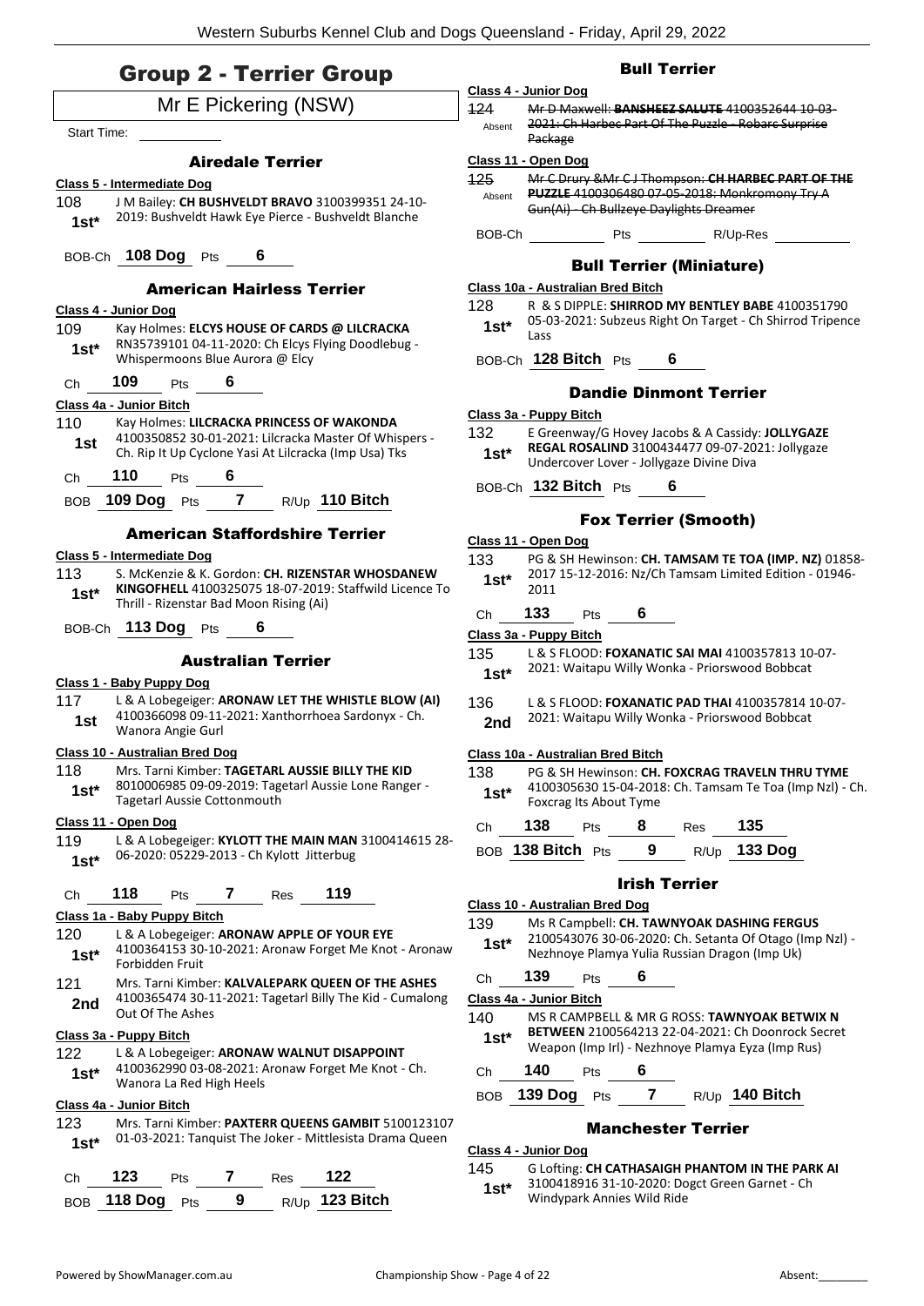# Group 2 - Terrier Group

Mr E Pickering (NSW)

Start Time: ___________

### Airedale Terrier

**Class 5 - Intermediate Dog**

108 J M Bailey: **CH BUSHVELDT BRAVO** 3100399351 24-10-2019: Bushveldt Hawk Eye Pierce - Bushveldt Blanche
**1st***

BOB-Ch **108 Dog** Pts **6**

### American Hairless Terrier

**Class 4 - Junior Dog**

109 Kay Holmes: **ELCYS HOUSE OF CARDS @ LILCRACKA** RN35739101 04-11-2020: Ch Elcys Flying Doodlebug - Whispermoons Blue Aurora @ Elcy
**1st***

Ch **109** Pts **6**

**Class 4a - Junior Bitch**

110 Kay Holmes: **LILCRACKA PRINCESS OF WAKONDA** 4100350852 30-01-2021: Lilcracka Master Of Whispers - Ch. Rip It Up Cyclone Yasi At Lilcracka (Imp Usa) Tks
**1st**

Ch **110** Pts **6**

BOB **109 Dog** Pts **7** R/Up **110 Bitch**

### American Staffordshire Terrier

**Class 5 - Intermediate Dog**

113 S. McKenzie & K. Gordon: **CH. RIZENSTAR WHOSDANEW KINGOFHELL** 4100325075 18-07-2019: Staffwild Licence To Thrill - Rizenstar Bad Moon Rising (Ai)
**1st***

BOB-Ch **113 Dog** Pts **6**

### Australian Terrier

**Class 1 - Baby Puppy Dog**

117 L & A Lobegeiger: **ARONAW LET THE WHISTLE BLOW (AI)** 4100366098 09-11-2021: Xanthorrhoea Sardonyx - Ch. Wanora Angie Gurl
**1st**

**Class 10 - Australian Bred Dog**

118 Mrs. Tarni Kimber: **TAGETARL AUSSIE BILLY THE KID** 8010006985 09-09-2019: Tagetarl Aussie Lone Ranger - Tagetarl Aussie Cottonmouth
**1st***

**Class 11 - Open Dog**

119 L & A Lobegeiger: **KYLOTT THE MAIN MAN** 3100414615 28-06-2020: 05229-2013 - Ch Kylott Jitterbug
**1st***

Ch **118** Pts **7** Res **119**

**Class 1a - Baby Puppy Bitch**

120 L & A Lobegeiger: **ARONAW APPLE OF YOUR EYE** 4100364153 30-10-2021: Aronaw Forget Me Knot - Aronaw Forbidden Fruit
**1st***

121 Mrs. Tarni Kimber: **KALVALEPARK QUEEN OF THE ASHES** 4100365474 30-11-2021: Tagetarl Billy The Kid - Cumalong Out Of The Ashes
**2nd**

**Class 3a - Puppy Bitch**

122 L & A Lobegeiger: **ARONAW WALNUT DISAPPOINT** 4100362990 03-08-2021: Aronaw Forget Me Knot - Ch. Wanora La Red High Heels
**1st***

**Class 4a - Junior Bitch**

123 Mrs. Tarni Kimber: **PAXTERR QUEENS GAMBIT** 5100123107 01-03-2021: Tanquist The Joker - Mittlesista Drama Queen
**1st***

Ch **123** Pts **7** Res **122**

BOB **118 Dog** Pts **9** R/Up **123 Bitch**

### Bull Terrier

**Class 4 - Junior Dog**

124 ~~Mr D Maxwell: **BANSHEEZ SALUTE** 4100352644 10-03-2021: Ch Harbec Part Of The Puzzle - Robarc Surprise Package~~
Absent

**Class 11 - Open Dog**

125 ~~Mr C Drury &Mr C J Thompson: **CH HARBEC PART OF THE PUZZLE** 4100306480 07-05-2018: Monkromony Try A Gun(Ai) - Ch Bullzeye Daylights Dreamer~~
Absent

BOB-Ch ___________ Pts ___________ R/Up-Res ___________

### Bull Terrier (Miniature)

**Class 10a - Australian Bred Bitch**

128 R & S DIPPLE: **SHIRROD MY BENTLEY BABE** 4100351790 05-03-2021: Subzeus Right On Target - Ch Shirrod Tripence Lass
**1st***

BOB-Ch **128 Bitch** Pts **6**

### Dandie Dinmont Terrier

**Class 3a - Puppy Bitch**

132 E Greenway/G Hovey Jacobs & A Cassidy: **JOLLYGAZE REGAL ROSALIND** 3100434477 09-07-2021: Jollygaze Undercover Lover - Jollygaze Divine Diva
**1st***

BOB-Ch **132 Bitch** Pts **6**

### Fox Terrier (Smooth)

**Class 11 - Open Dog**

133 PG & SH Hewinson: **CH. TAMSAM TE TOA (IMP. NZ)** 01858-2017 15-12-2016: Nz/Ch Tamsam Limited Edition - 01946-2011
**1st***

Ch **133** Pts **6**

**Class 3a - Puppy Bitch**

135 L & S FLOOD: **FOXANATIC SAI MAI** 4100357813 10-07-2021: Waitapu Willy Wonka - Priorswood Bobbcat
**1st***

136 L & S FLOOD: **FOXANATIC PAD THAI** 4100357814 10-07-2021: Waitapu Willy Wonka - Priorswood Bobbcat
**2nd**

**Class 10a - Australian Bred Bitch**

138 PG & SH Hewinson: **CH. FOXCRAG TRAVELN THRU TYME** 4100305630 15-04-2018: Ch. Tamsam Te Toa (Imp Nzl) - Ch. Foxcrag Its About Tyme
**1st***

Ch **138** Pts **8** Res **135**

BOB **138 Bitch** Pts **9** R/Up **133 Dog**

### Irish Terrier

**Class 10 - Australian Bred Dog**

139 Ms R Campbell: **CH. TAWNYOAK DASHING FERGUS** 2100543076 30-06-2020: Ch. Setanta Of Otago (Imp Nzl) - Nezhnoye Plamya Yulia Russian Dragon (Imp Uk)
**1st***

Ch **139** Pts **6**

**Class 4a - Junior Bitch**

140 MS R CAMPBELL & MR G ROSS: **TAWNYOAK BETWIX N BETWEEN** 2100564213 22-04-2021: Ch Doonrock Secret Weapon (Imp Irl) - Nezhnoye Plamya Eyza (Imp Rus)
**1st***

Ch **140** Pts **6**

BOB **139 Dog** Pts **7** R/Up **140 Bitch**

### Manchester Terrier

**Class 4 - Junior Dog**

145 G Lofting: **CH CATHASAIGH PHANTOM IN THE PARK AI** 3100418916 31-10-2020: Dogct Green Garnet - Ch Windypark Annies Wild Ride
**1st***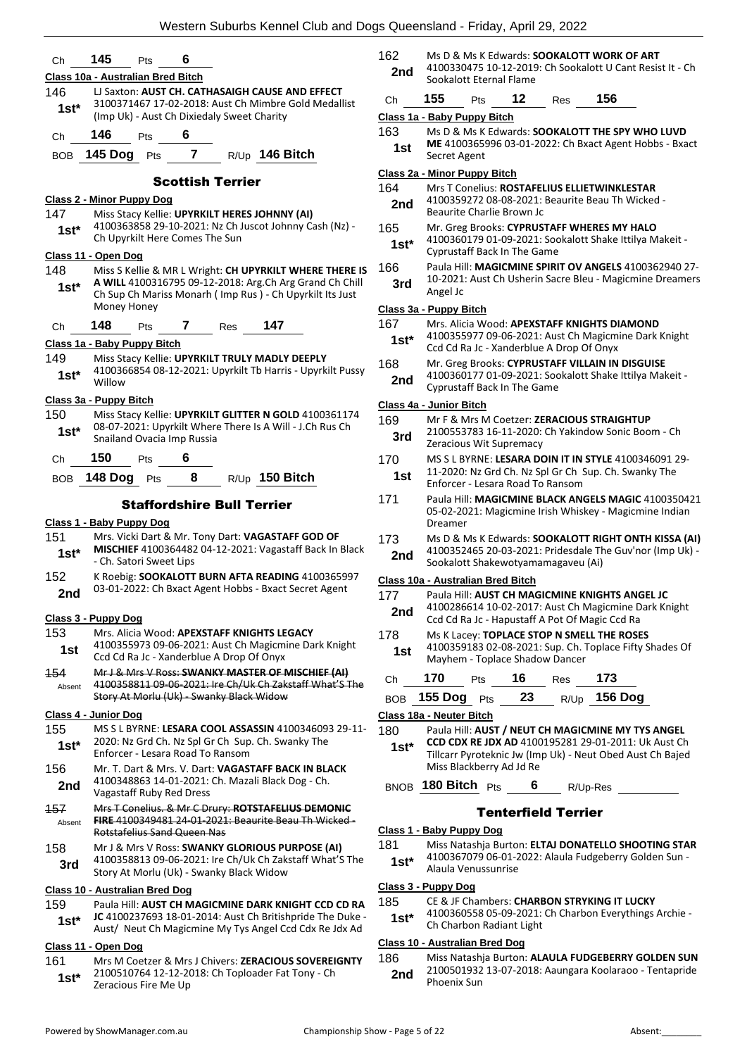Ch **145** Pts **6**

**Class 10a - Australian Bred Bitch**

146 **1st*** LJ Saxton: **AUST CH. CATHASAIGH CAUSE AND EFFECT** 3100371467 17-02-2018: Aust Ch Mimbre Gold Medallist (Imp Uk) - Aust Ch Dixiedaly Sweet Charity

Ch **146** Pts **6**

BOB **145 Dog** Pts **7** R/Up **146 Bitch**

## Scottish Terrier

**Class 2 - Minor Puppy Dog**

147 **1st*** Miss Stacy Kellie: **UPYRKILT HERES JOHNNY (AI)** 4100363858 29-10-2021: Nz Ch Juscot Johnny Cash (Nz) - Ch Upyrkilt Here Comes The Sun

**Class 11 - Open Dog**

148 **1st*** Miss S Kellie & MR L Wright: **CH UPYRKILT WHERE THERE IS A WILL** 4100316795 09-12-2018: Arg.Ch Arg Grand Ch Chill Ch Sup Ch Mariss Monarh ( Imp Rus ) - Ch Upyrkilt Its Just Money Honey

Ch **148** Pts **7** Res **147**

**Class 1a - Baby Puppy Bitch**

149 **1st*** Miss Stacy Kellie: **UPYRKILT TRULY MADLY DEEPLY** 4100366854 08-12-2021: Upyrkilt Tb Harris - Upyrkilt Pussy Willow

**Class 3a - Puppy Bitch**

150 **1st*** Miss Stacy Kellie: **UPYRKILT GLITTER N GOLD** 4100361174 08-07-2021: Upyrkilt Where There Is A Will - J.Ch Rus Ch Snailand Ovacia Imp Russia

Ch **150** Pts **6**

BOB **148 Dog** Pts **8** R/Up **150 Bitch**

## Staffordshire Bull Terrier

**Class 1 - Baby Puppy Dog**

151 **1st*** Mrs. Vicki Dart & Mr. Tony Dart: **VAGASTAFF GOD OF MISCHIEF** 4100364482 04-12-2021: Vagastaff Back In Black - Ch. Satori Sweet Lips

152 **2nd** K Roebig: **SOOKALOTT BURN AFTA READING** 4100365997 03-01-2022: Ch Bxact Agent Hobbs - Bxact Secret Agent

**Class 3 - Puppy Dog**

153 **1st** Mrs. Alicia Wood: **APEXSTAFF KNIGHTS LEGACY** 4100355973 09-06-2021: Aust Ch Magicmine Dark Knight Ccd Cd Ra Jc - Xanderblue A Drop Of Onyx

~~154~~ Absent ~~Mr J & Mrs V Ross: **SWANKY MASTER OF MISCHIEF (AI)** 4100358811 09-06-2021: Ire Ch/Uk Ch Zakstaff What'S The Story At Morlu (Uk) - Swanky Black Widow~~

**Class 4 - Junior Dog**

155 **1st*** MS S L BYRNE: **LESARA COOL ASSASSIN** 4100346093 29-11-2020: Nz Grd Ch. Nz Spl Gr Ch Sup. Ch. Swanky The Enforcer - Lesara Road To Ransom

156 **2nd** Mr. T. Dart & Mrs. V. Dart: **VAGASTAFF BACK IN BLACK** 4100348863 14-01-2021: Ch. Mazali Black Dog - Ch. Vagastaff Ruby Red Dress

~~157~~ Absent ~~Mrs T Conelius. & Mr C Drury: **ROTSTAFELIUS DEMONIC FIRE** 4100349481 24-01-2021: Beaurite Beau Th Wicked - Rotstafelius Sand Queen Nas~~

158 **3rd** Mr J & Mrs V Ross: **SWANKY GLORIOUS PURPOSE (AI)** 4100358813 09-06-2021: Ire Ch/Uk Ch Zakstaff What'S The Story At Morlu (Uk) - Swanky Black Widow

**Class 10 - Australian Bred Dog**

159 **1st*** Paula Hill: **AUST CH MAGICMINE DARK KNIGHT CCD CD RA JC** 4100237693 18-01-2014: Aust Ch Britishpride The Duke - Aust/ Neut Ch Magicmine My Tys Angel Ccd Cdx Re Jdx Ad

**Class 11 - Open Dog**

161 **1st*** Mrs M Coetzer & Mrs J Chivers: **ZERACIOUS SOVEREIGNTY** 2100510764 12-12-2018: Ch Toploader Fat Tony - Ch Zeracious Fire Me Up

162 **2nd** Ms D & Ms K Edwards: **SOOKALOTT WORK OF ART** 4100330475 10-12-2019: Ch Sookalott U Cant Resist It - Ch Sookalott Eternal Flame

Ch **155** Pts **12** Res **156**

**Class 1a - Baby Puppy Bitch**

163 **1st** Ms D & Ms K Edwards: **SOOKALOTT THE SPY WHO LUVD ME** 4100365996 03-01-2022: Ch Bxact Agent Hobbs - Bxact Secret Agent

**Class 2a - Minor Puppy Bitch**

164 **2nd** Mrs T Conelius: **ROSTAFELIUS ELLIETWINKLESTAR** 4100359272 08-08-2021: Beaurite Beau Th Wicked - Beaurite Charlie Brown Jc

165 **1st*** Mr. Greg Brooks: **CYPRUSTAFF WHERES MY HALO** 4100360179 01-09-2021: Sookalott Shake Ittilya Makeit - Cyprustaff Back In The Game

166 **3rd** Paula Hill: **MAGICMINE SPIRIT OV ANGELS** 4100362940 27-10-2021: Aust Ch Usherin Sacre Bleu - Magicmine Dreamers Angel Jc

**Class 3a - Puppy Bitch**

167 **1st*** Mrs. Alicia Wood: **APEXSTAFF KNIGHTS DIAMOND** 4100355977 09-06-2021: Aust Ch Magicmine Dark Knight Ccd Cd Ra Jc - Xanderblue A Drop Of Onyx

168 **2nd** Mr. Greg Brooks: **CYPRUSTAFF VILLAIN IN DISGUISE** 4100360177 01-09-2021: Sookalott Shake Ittilya Makeit - Cyprustaff Back In The Game

**Class 4a - Junior Bitch**

169 **3rd** Mr F & Mrs M Coetzer: **ZERACIOUS STRAIGHTUP** 2100553783 16-11-2020: Ch Yakindow Sonic Boom - Ch Zeracious Wit Supremacy

170 **1st** MS S L BYRNE: **LESARA DOIN IT IN STYLE** 4100346091 29-11-2020: Nz Grd Ch. Nz Spl Gr Ch Sup. Ch. Swanky The Enforcer - Lesara Road To Ransom

171 Paula Hill: **MAGICMINE BLACK ANGELS MAGIC** 4100350421 05-02-2021: Magicmine Irish Whiskey - Magicmine Indian Dreamer

173 **2nd** Ms D & Ms K Edwards: **SOOKALOTT RIGHT ONTH KISSA (AI)** 4100352465 20-03-2021: Pridesdale The Guv'nor (Imp Uk) - Sookalott Shakewotyamamagaveu (Ai)

**Class 10a - Australian Bred Bitch**

177 **2nd** Paula Hill: **AUST CH MAGICMINE KNIGHTS ANGEL JC** 4100286614 10-02-2017: Aust Ch Magicmine Dark Knight Ccd Cd Ra Jc - Hapustaff A Pot Of Magic Ccd Ra

178 **1st** Ms K Lacey: **TOPLACE STOP N SMELL THE ROSES** 4100359183 02-08-2021: Sup. Ch. Toplace Fifty Shades Of Mayhem - Toplace Shadow Dancer

Ch **170** Pts **16** Res **173**

BOB **155 Dog** Pts **23** R/Up **156 Dog**

**Class 18a - Neuter Bitch**

180 **1st*** Paula Hill: **AUST / NEUT CH MAGICMINE MY TYS ANGEL CCD CDX RE JDX AD** 4100195281 29-01-2011: Uk Aust Ch Tillcarr Pyroteknic Jw (Imp Uk) - Neut Obed Aust Ch Bajed Miss Blackberry Ad Jd Re

BNOB **180 Bitch** Pts **6** R/Up-Res

## Tenterfield Terrier

**Class 1 - Baby Puppy Dog**

181 **1st*** Miss Natashja Burton: **ELTAJ DONATELLO SHOOTING STAR** 4100367079 06-01-2022: Alaula Fudgeberry Golden Sun - Alaula Venussunrise

**Class 3 - Puppy Dog**

185 **1st*** CE & JF Chambers: **CHARBON STRYKING IT LUCKY** 4100360558 05-09-2021: Ch Charbon Everythings Archie - Ch Charbon Radiant Light

**Class 10 - Australian Bred Dog**

186 **2nd** Miss Natashja Burton: **ALAULA FUDGEBERRY GOLDEN SUN** 2100501932 13-07-2018: Aaungara Koolaraoo - Tentapride Phoenix Sun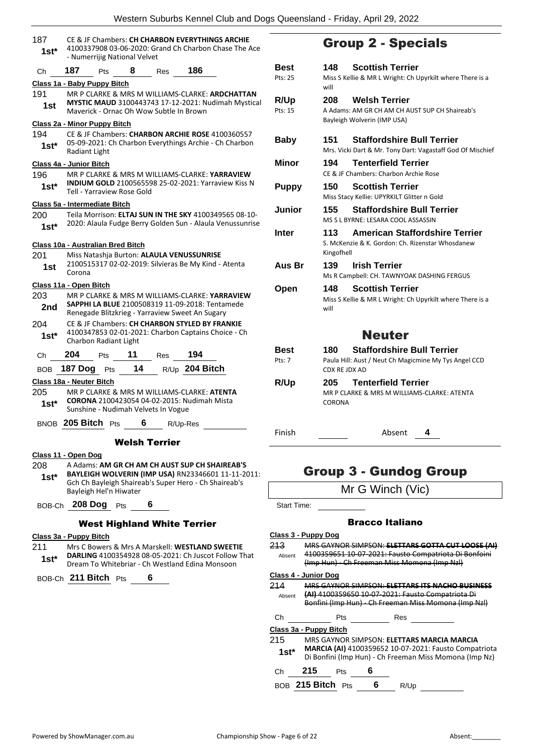187 **1st*** CE & JF Chambers: **CH CHARBON EVERYTHINGS ARCHIE** 4100337908 03-06-2020: Grand Ch Charbon Chase The Ace - Numerrijig National Velvet

Ch **187** Pts **8** Res **186**

**Class 1a - Baby Puppy Bitch**

191 **1st** MR P CLARKE & MRS M WILLIAMS-CLARKE: **ARDCHATTAN MYSTIC MAUD** 3100443743 17-12-2021: Nudimah Mystical Maverick - Ornac Oh Wow Subtle In Brown

**Class 2a - Minor Puppy Bitch**

194 **1st*** CE & JF Chambers: **CHARBON ARCHIE ROSE** 4100360557 05-09-2021: Ch Charbon Everythings Archie - Ch Charbon Radiant Light

**Class 4a - Junior Bitch**

196 **1st*** MR P CLARKE & MRS M WILLIAMS-CLARKE: **YARRAVIEW INDIUM GOLD** 2100565598 25-02-2021: Yarraview Kiss N Tell - Yarraview Rose Gold

**Class 5a - Intermediate Bitch**

200 **1st*** Teila Morrison: **ELTAJ SUN IN THE SKY** 4100349565 08-10-2020: Alaula Fudge Berry Golden Sun - Alaula Venussunrise

**Class 10a - Australian Bred Bitch**

201 **1st** Miss Natashja Burton: **ALAULA VENUSSUNRISE** 2100515317 02-02-2019: Silvieras Be My Kind - Atenta Corona

**Class 11a - Open Bitch**

203 **2nd** MR P CLARKE & MRS M WILLIAMS-CLARKE: **YARRAVIEW SAPPHI LA BLUE** 2100508319 11-09-2018: Tentamede Renegade Blitzkrieg - Yarraview Sweet An Sugary

204 **1st*** CE & JF Chambers: **CH CHARBON STYLED BY FRANKIE** 4100347853 02-01-2021: Charbon Captains Choice - Ch Charbon Radiant Light

Ch **204** Pts **11** Res **194**

BOB **187 Dog** Pts **14** R/Up **204 Bitch**

**Class 18a - Neuter Bitch**

205 **1st*** MR P CLARKE & MRS M WILLIAMS-CLARKE: **ATENTA CORONA** 2100423054 04-02-2015: Nudimah Mista Sunshine - Nudimah Velvets In Vogue

BNOB **205 Bitch** Pts **6** R/Up-Res

### Welsh Terrier

**Class 11 - Open Dog**

208 **1st*** A Adams: **AM GR CH AM CH AUST SUP CH SHAIREAB'S BAYLEIGH WOLVERIN (IMP USA)** RN23346601 11-11-2011: Gch Ch Bayleigh Shaireab's Super Hero - Ch Shaireab's Bayleigh Hel'n Hiwater

BOB-Ch **208 Dog** Pts **6**

### West Highland White Terrier

**Class 3a - Puppy Bitch**

211 **1st*** Mrs C Bowers & Mrs A Marskell: **WESTLAND SWEETIE DARLING** 4100354928 08-05-2021: Ch Juscot Follow That Dream To Whitebriar - Ch Westland Edina Monsoon

BOB-Ch **211 Bitch** Pts **6**

## Group 2 - Specials

| | | |
|---|---|---|
| **Best** Pts: 25 | **148** | **Scottish Terrier** Miss S Kellie & MR L Wright: Ch Upyrkilt where There is a will |
| **R/Up** Pts: 15 | **208** | **Welsh Terrier** A Adams: AM GR CH AM CH AUST SUP CH Shaireab's Bayleigh Wolverin (IMP USA) |
| **Baby** | **151** | **Staffordshire Bull Terrier** Mrs. Vicki Dart & Mr. Tony Dart: Vagastaff God Of Mischief |
| **Minor** | **194** | **Tenterfield Terrier** CE & JF Chambers: Charbon Archie Rose |
| **Puppy** | **150** | **Scottish Terrier** Miss Stacy Kellie: UPYRKILT Glitter n Gold |
| **Junior** | **155** | **Staffordshire Bull Terrier** MS S L BYRNE: LESARA COOL ASSASSIN |
| **Inter** | **113** | **American Staffordshire Terrier** S. McKenzie & K. Gordon: Ch. Rizenstar Whosdanew Kingofhell |
| **Aus Br** | **139** | **Irish Terrier** Ms R Campbell: CH. TAWNYOAK DASHING FERGUS |
| **Open** | **148** | **Scottish Terrier** Miss S Kellie & MR L Wright: Ch Upyrkilt where There is a will |

## Neuter

| | | |
|---|---|---|
| **Best** Pts: 7 | **180** | **Staffordshire Bull Terrier** Paula Hill: Aust / Neut Ch Magicmine My Tys Angel CCD CDX RE JDX AD |
| **R/Up** | **205** | **Tenterfield Terrier** MR P CLARKE & MRS M WILLIAMS-CLARKE: ATENTA CORONA |

Finish ______ Absent **4**

## Group 3 - Gundog Group

Mr G Winch (Vic)

Start Time:

### Bracco Italiano

**Class 3 - Puppy Dog**

213 Absent ~~MRS GAYNOR SIMPSON: **ELETTARS GOTTA CUT LOOSE (AI)** 4100359651 10-07-2021: Fausto Compatriota Di Bonfoini (Imp Hun) - Ch Freeman Miss Momona (Imp Nzl)~~

**Class 4 - Junior Dog**

214 Absent ~~MRS GAYNOR SIMPSON: **ELETTARS ITS NACHO BUSINESS (AI)** 4100359650 10-07-2021: Fausto Compatriota Di Bonfini (Imp Hun) - Ch Freeman Miss Momona (Imp Nzl)~~

Ch ______ Pts ______ Res ______

**Class 3a - Puppy Bitch**

215 **1st*** MRS GAYNOR SIMPSON: **ELETTARS MARCIA MARCIA MARCIA (AI)** 4100359652 10-07-2021: Fausto Compatriota Di Bonfini (Imp Hun) - Ch Freeman Miss Momona (Imp Nz)

Ch **215** Pts **6**

BOB **215 Bitch** Pts **6** R/Up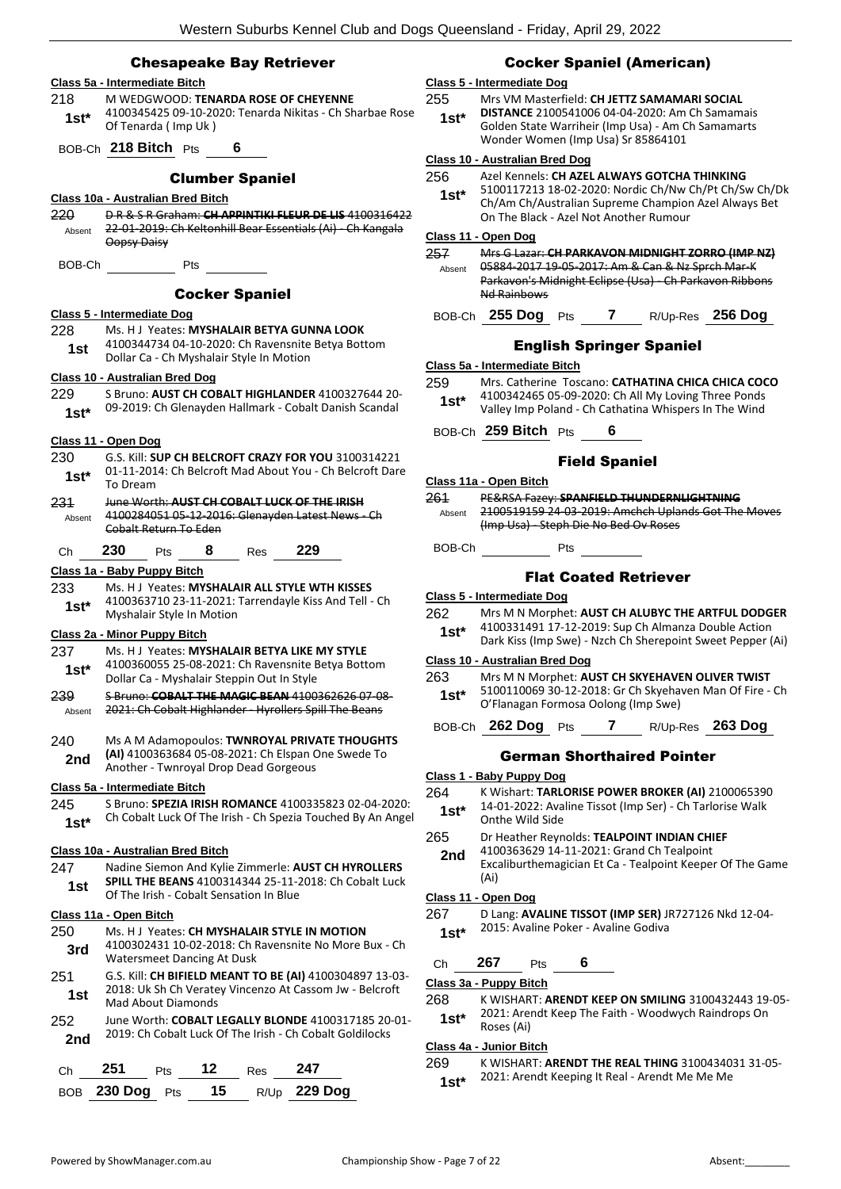## Chesapeake Bay Retriever

**Class 5a - Intermediate Bitch**

218 M WEDGWOOD: **TENARDA ROSE OF CHEYENNE** 4100345425 09-10-2020: Tenarda Nikitas - Ch Sharbae Rose Of Tenarda ( Imp Uk )
**1st***

BOB-Ch **218 Bitch** Pts **6**

## Clumber Spaniel

**Class 10a - Australian Bred Bitch**

220 ~~D R & S R Graham: **CH APPINTIKI FLEUR DE LIS** 4100316422 22-01-2019: Ch Keltonhill Bear Essentials (Ai) - Ch Kangala Oopsy Daisy~~
Absent

BOB-Ch Pts

## Cocker Spaniel

**Class 5 - Intermediate Dog**

228 Ms. H J Yeates: **MYSHALAIR BETYA GUNNA LOOK** 4100344734 04-10-2020: Ch Ravensnite Betya Bottom Dollar Ca - Ch Myshalair Style In Motion
**1st**

**Class 10 - Australian Bred Dog**

229 S Bruno: **AUST CH COBALT HIGHLANDER** 4100327644 20-09-2019: Ch Glenayden Hallmark - Cobalt Danish Scandal
**1st***

**Class 11 - Open Dog**

230 G.S. Kill: **SUP CH BELCROFT CRAZY FOR YOU** 3100314221 01-11-2014: Ch Belcroft Mad About You - Ch Belcroft Dare To Dream
**1st***

231 ~~June Worth: **AUST CH COBALT LUCK OF THE IRISH** 4100284051 05-12-2016: Glenayden Latest News - Ch Cobalt Return To Eden~~
Absent

Ch **230** Pts **8** Res **229**

**Class 1a - Baby Puppy Bitch**

233 Ms. H J Yeates: **MYSHALAIR ALL STYLE WTH KISSES** 4100363710 23-11-2021: Tarrendayle Kiss And Tell - Ch Myshalair Style In Motion
**1st***

**Class 2a - Minor Puppy Bitch**

237 Ms. H J Yeates: **MYSHALAIR BETYA LIKE MY STYLE** 4100360055 25-08-2021: Ch Ravensnite Betya Bottom Dollar Ca - Myshalair Steppin Out In Style
**1st***

239 ~~S Bruno: **COBALT THE MAGIC BEAN** 4100362626 07-08-2021: Ch Cobalt Highlander - Hyrollers Spill The Beans~~
Absent

240 Ms A M Adamopoulos: **TWNROYAL PRIVATE THOUGHTS (AI)** 4100363684 05-08-2021: Ch Elspan One Swede To Another - Twnroyal Drop Dead Gorgeous
**2nd**

**Class 5a - Intermediate Bitch**

245 S Bruno: **SPEZIA IRISH ROMANCE** 4100335823 02-04-2020: Ch Cobalt Luck Of The Irish - Ch Spezia Touched By An Angel
**1st***

**Class 10a - Australian Bred Bitch**

247 Nadine Siemon And Kylie Zimmerle: **AUST CH HYROLLERS SPILL THE BEANS** 4100314344 25-11-2018: Ch Cobalt Luck Of The Irish - Cobalt Sensation In Blue
**1st**

**Class 11a - Open Bitch**

250 Ms. H J Yeates: **CH MYSHALAIR STYLE IN MOTION** 4100302431 10-02-2018: Ch Ravensnite No More Bux - Ch Watersmeet Dancing At Dusk
**3rd**

251 G.S. Kill: **CH BIFIELD MEANT TO BE (AI)** 4100304897 13-03-2018: Uk Sh Ch Veratey Vincenzo At Cassom Jw - Belcroft Mad About Diamonds
**1st**

252 June Worth: **COBALT LEGALLY BLONDE** 4100317185 20-01-2019: Ch Cobalt Luck Of The Irish - Ch Cobalt Goldilocks
**2nd**

Ch **251** Pts **12** Res **247**

BOB **230 Dog** Pts **15** R/Up **229 Dog**

## Cocker Spaniel (American)

**Class 5 - Intermediate Dog**

255 Mrs VM Masterfield: **CH JETTZ SAMAMARI SOCIAL DISTANCE** 2100541006 04-04-2020: Am Ch Samamais Golden State Warriheir (Imp Usa) - Am Ch Samamarts Wonder Women (Imp Usa) Sr 85864101
**1st***

**Class 10 - Australian Bred Dog**

256 Azel Kennels: **CH AZEL ALWAYS GOTCHA THINKING** 5100117213 18-02-2020: Nordic Ch/Nw Ch/Pt Ch/Sw Ch/Dk Ch/Am Ch/Australian Supreme Champion Azel Always Bet On The Black - Azel Not Another Rumour
**1st***

**Class 11 - Open Dog**

257 ~~Mrs G Lazar: **CH PARKAVON MIDNIGHT ZORRO (IMP NZ)** 05884-2017 19-05-2017: Am & Can & Nz Sprch Mar-K Parkavon's Midnight Eclipse (Usa) - Ch Parkavon Ribbons Nd Rainbows~~
Absent

BOB-Ch **255 Dog** Pts **7** R/Up-Res **256 Dog**

## English Springer Spaniel

**Class 5a - Intermediate Bitch**

259 Mrs. Catherine Toscano: **CATHATINA CHICA CHICA COCO** 4100342465 05-09-2020: Ch All My Loving Three Ponds Valley Imp Poland - Ch Cathatina Whispers In The Wind
**1st***

BOB-Ch **259 Bitch** Pts **6**

## Field Spaniel

**Class 11a - Open Bitch**

261 ~~PE&RSA Fazey: **SPANFIELD THUNDERNLIGHTNING** 2100519159 24-03-2019: Amchch Uplands Got The Moves (Imp Usa) - Steph Die No Bed Ov Roses~~
Absent

BOB-Ch Pts

## Flat Coated Retriever

**Class 5 - Intermediate Dog**

262 Mrs M N Morphet: **AUST CH ALUBYC THE ARTFUL DODGER** 4100331491 17-12-2019: Sup Ch Almanza Double Action Dark Kiss (Imp Swe) - Nzch Ch Sherepoint Sweet Pepper (Ai)
**1st***

**Class 10 - Australian Bred Dog**

263 Mrs M N Morphet: **AUST CH SKYEHAVEN OLIVER TWIST** 5100110069 30-12-2018: Gr Ch Skyehaven Man Of Fire - Ch O'Flanagan Formosa Oolong (Imp Swe)
**1st***

BOB-Ch **262 Dog** Pts **7** R/Up-Res **263 Dog**

## German Shorthaired Pointer

**Class 1 - Baby Puppy Dog**

264 K Wishart: **TARLORISE POWER BROKER (AI)** 2100065390 14-01-2022: Avaline Tissot (Imp Ser) - Ch Tarlorise Walk Onthe Wild Side
**1st***

265 Dr Heather Reynolds: **TEALPOINT INDIAN CHIEF** 4100363629 14-11-2021: Grand Ch Tealpoint Excaliburthemagician Et Ca - Tealpoint Keeper Of The Game (Ai)
**2nd**

**Class 11 - Open Dog**

267 D Lang: **AVALINE TISSOT (IMP SER)** JR727126 Nkd 12-04-2015: Avaline Poker - Avaline Godiva
**1st***

Ch **267** Pts **6**

**Class 3a - Puppy Bitch**

268 K WISHART: **ARENDT KEEP ON SMILING** 3100432443 19-05-2021: Arendt Keep The Faith - Woodywych Raindrops On Roses (Ai)
**1st***

**Class 4a - Junior Bitch**

269 K WISHART: **ARENDT THE REAL THING** 3100434031 31-05-2021: Arendt Keeping It Real - Arendt Me Me Me
**1st***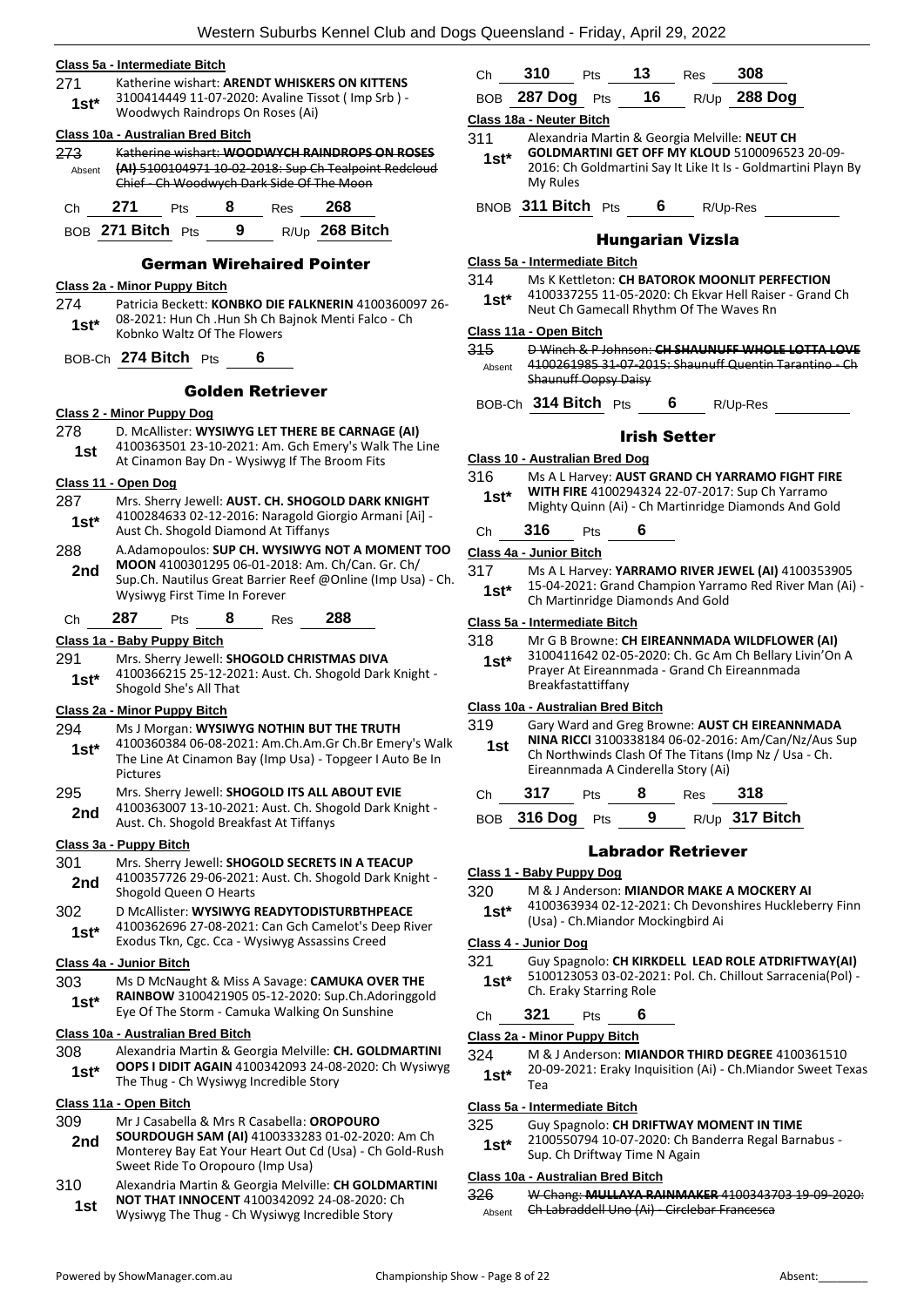**Class 5a - Intermediate Bitch**

271 1st* Katherine wishart: **ARENDT WHISKERS ON KITTENS** 3100414449 11-07-2020: Avaline Tissot ( Imp Srb ) - Woodwych Raindrops On Roses (Ai)

**Class 10a - Australian Bred Bitch**

273 Absent ~~Katherine wishart: **WOODWYCH RAINDROPS ON ROSES (AI)** 5100104971 10-02-2018: Sup Ch Tealpoint Redcloud Chief - Ch Woodwych Dark Side Of The Moon~~

Ch **271** Pts **8** Res **268**

BOB **271 Bitch** Pts **9** R/Up **268 Bitch**

## German Wirehaired Pointer

**Class 2a - Minor Puppy Bitch**

274 1st* Patricia Beckett: **KONBKO DIE FALKNERIN** 4100360097 26-08-2021: Hun Ch .Hun Sh Ch Bajnok Menti Falco - Ch Kobnko Waltz Of The Flowers

BOB-Ch **274 Bitch** Pts **6**

## Golden Retriever

**Class 2 - Minor Puppy Dog**

278 1st D. McAllister: **WYSIWYG LET THERE BE CARNAGE (AI)** 4100363501 23-10-2021: Am. Gch Emery's Walk The Line At Cinamon Bay Dn - Wysiwyg If The Broom Fits

**Class 11 - Open Dog**

287 1st* Mrs. Sherry Jewell: **AUST. CH. SHOGOLD DARK KNIGHT** 4100284633 02-12-2016: Naragold Giorgio Armani [Ai] - Aust Ch. Shogold Diamond At Tiffanys

288 2nd A.Adamopoulos: **SUP CH. WYSIWYG NOT A MOMENT TOO MOON** 4100301295 06-01-2018: Am. Ch/Can. Gr. Ch/ Sup.Ch. Nautilus Great Barrier Reef @Online (Imp Usa) - Ch. Wysiwyg First Time In Forever

Ch **287** Pts **8** Res **288**

**Class 1a - Baby Puppy Bitch**

291 1st* Mrs. Sherry Jewell: **SHOGOLD CHRISTMAS DIVA** 4100366215 25-12-2021: Aust. Ch. Shogold Dark Knight - Shogold She's All That

**Class 2a - Minor Puppy Bitch**

294 1st* Ms J Morgan: **WYSIWYG NOTHIN BUT THE TRUTH** 4100360384 06-08-2021: Am.Ch.Am.Gr Ch.Br Emery's Walk The Line At Cinamon Bay (Imp Usa) - Topgeer I Auto Be In Pictures

295 2nd Mrs. Sherry Jewell: **SHOGOLD ITS ALL ABOUT EVIE** 4100363007 13-10-2021: Aust. Ch. Shogold Dark Knight - Aust. Ch. Shogold Breakfast At Tiffanys

**Class 3a - Puppy Bitch**

301 2nd Mrs. Sherry Jewell: **SHOGOLD SECRETS IN A TEACUP** 4100357726 29-06-2021: Aust. Ch. Shogold Dark Knight - Shogold Queen O Hearts

302 1st* D McAllister: **WYSIWYG READYTODISTURBTHPEACE** 4100362696 27-08-2021: Can Gch Camelot's Deep River Exodus Tkn, Cgc. Cca - Wysiwyg Assassins Creed

**Class 4a - Junior Bitch**

303 1st* Ms D McNaught & Miss A Savage: **CAMUKA OVER THE RAINBOW** 3100421905 05-12-2020: Sup.Ch.Adoringgold Eye Of The Storm - Camuka Walking On Sunshine

**Class 10a - Australian Bred Bitch**

308 1st* Alexandria Martin & Georgia Melville: **CH. GOLDMARTINI OOPS I DIDIT AGAIN** 4100342093 24-08-2020: Ch Wysiwyg The Thug - Ch Wysiwyg Incredible Story

**Class 11a - Open Bitch**

309 2nd Mr J Casabella & Mrs R Casabella: **OROPOURO SOURDOUGH SAM (AI)** 4100333283 01-02-2020: Am Ch Monterey Bay Eat Your Heart Out Cd (Usa) - Ch Gold-Rush Sweet Ride To Oropouro (Imp Usa)

310 1st Alexandria Martin & Georgia Melville: **CH GOLDMARTINI NOT THAT INNOCENT** 4100342092 24-08-2020: Ch Wysiwyg The Thug - Ch Wysiwyg Incredible Story

Ch **310** Pts **13** Res **308**

BOB **287 Dog** Pts **16** R/Up **288 Dog**

**Class 18a - Neuter Bitch**

311 1st* Alexandria Martin & Georgia Melville: **NEUT CH GOLDMARTINI GET OFF MY KLOUD** 5100096523 20-09-2016: Ch Goldmartini Say It Like It Is - Goldmartini Playn By My Rules

BNOB **311 Bitch** Pts **6** R/Up-Res

## Hungarian Vizsla

**Class 5a - Intermediate Bitch**

314 1st* Ms K Kettleton: **CH BATOROK MOONLIT PERFECTION** 4100337255 11-05-2020: Ch Ekvar Hell Raiser - Grand Ch Neut Ch Gamecall Rhythm Of The Waves Rn

**Class 11a - Open Bitch**

315 Absent ~~D Winch & P Johnson: **CH SHAUNUFF WHOLE LOTTA LOVE** 4100261985 31-07-2015: Shaunuff Quentin Tarantino - Ch Shaunuff Oopsy Daisy~~

BOB-Ch **314 Bitch** Pts **6** R/Up-Res

## Irish Setter

**Class 10 - Australian Bred Dog**

316 1st* Ms A L Harvey: **AUST GRAND CH YARRAMO FIGHT FIRE WITH FIRE** 4100294324 22-07-2017: Sup Ch Yarramo Mighty Quinn (Ai) - Ch Martinridge Diamonds And Gold

Ch **316** Pts **6**

**Class 4a - Junior Bitch**

317 1st* Ms A L Harvey: **YARRAMO RIVER JEWEL (AI)** 4100353905 15-04-2021: Grand Champion Yarramo Red River Man (Ai) - Ch Martinridge Diamonds And Gold

**Class 5a - Intermediate Bitch**

318 1st* Mr G B Browne: **CH EIREANNMADA WILDFLOWER (AI)** 3100411642 02-05-2020: Ch. Gc Am Ch Bellary Livin'On A Prayer At Eireannmada - Grand Ch Eireannmada Breakfastattiffany

**Class 10a - Australian Bred Bitch**

319 1st Gary Ward and Greg Browne: **AUST CH EIREANNMADA NINA RICCI** 3100338184 06-02-2016: Am/Can/Nz/Aus Sup Ch Northwinds Clash Of The Titans (Imp Nz / Usa - Ch. Eireannmada A Cinderella Story (Ai)

Ch **317** Pts **8** Res **318**

BOB **316 Dog** Pts **9** R/Up **317 Bitch**

## Labrador Retriever

**Class 1 - Baby Puppy Dog**

320 1st* M & J Anderson: **MIANDOR MAKE A MOCKERY AI** 4100363934 02-12-2021: Ch Devonshires Huckleberry Finn (Usa) - Ch.Miandor Mockingbird Ai

**Class 4 - Junior Dog**

321 1st* Guy Spagnolo: **CH KIRKDELL LEAD ROLE ATDRIFTWAY(AI)** 5100123053 03-02-2021: Pol. Ch. Chillout Sarracenia(Pol) - Ch. Eraky Starring Role

Ch **321** Pts **6**

**Class 2a - Minor Puppy Bitch**

324 1st* M & J Anderson: **MIANDOR THIRD DEGREE** 4100361510 20-09-2021: Eraky Inquisition (Ai) - Ch.Miandor Sweet Texas Tea

**Class 5a - Intermediate Bitch**

325 1st* Guy Spagnolo: **CH DRIFTWAY MOMENT IN TIME** 2100550794 10-07-2020: Ch Banderra Regal Barnabus - Sup. Ch Driftway Time N Again

**Class 10a - Australian Bred Bitch**

326 Absent ~~W Chang: **MULLAYA RAINMAKER** 4100343703 19-09-2020: Ch Labraddell Uno (Ai) - Circlebar Francesca~~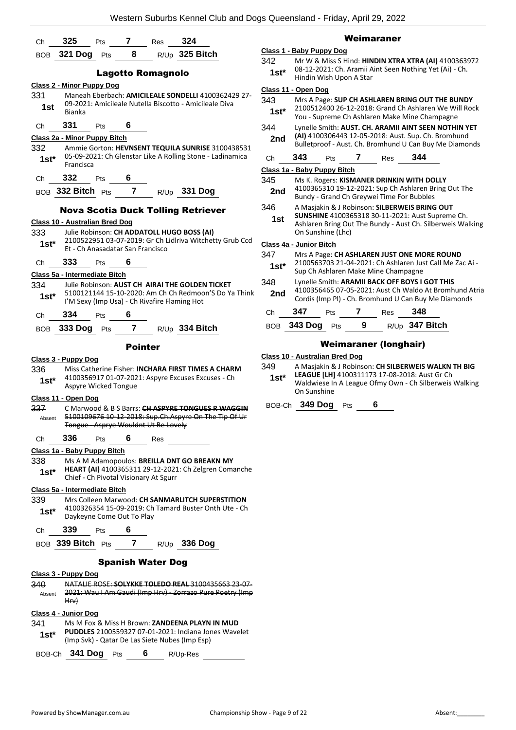Ch **325** Pts **7** Res **324**

BOB **321 Dog** Pts **8** R/Up **325 Bitch**

## Lagotto Romagnolo

**Class 2 - Minor Puppy Dog**

331 **1st** Maneah Eberbach: **AMICILEALE SONDELLI** 4100362429 27-09-2021: Amicileale Nutella Biscotto - Amicileale Diva Bianka

Ch **331** Pts **6**

**Class 2a - Minor Puppy Bitch**

332 **1st*** Ammie Gorton: **HEVNSENT TEQUILA SUNRISE** 3100438531 05-09-2021: Ch Glenstar Like A Rolling Stone - Ladinamica Francisca

Ch **332** Pts **6**

BOB **332 Bitch** Pts **7** R/Up **331 Dog**

## Nova Scotia Duck Tolling Retriever

**Class 10 - Australian Bred Dog**

333 **1st*** Julie Robinson: **CH ADDATOLL HUGO BOSS (AI)** 2100522951 03-07-2019: Gr Ch Lidlriva Witchetty Grub Ccd Et - Ch Anasadatar San Francisco

Ch **333** Pts **6**

**Class 5a - Intermediate Bitch**

334 **1st*** Julie Robinson: **AUST CH AIRAI THE GOLDEN TICKET** 5100121144 15-10-2020: Am Ch Ch Redmoon'S Do Ya Think I'M Sexy (Imp Usa) - Ch Rivafire Flaming Hot

Ch **334** Pts **6**

BOB **333 Dog** Pts **7** R/Up **334 Bitch**

## Pointer

**Class 3 - Puppy Dog**

336 **1st*** Miss Catherine Fisher: **INCHARA FIRST TIMES A CHARM** 4100356917 01-07-2021: Aspyre Excuses Excuses - Ch Aspyre Wicked Tongue

**Class 11 - Open Dog**

337 Absent ~~C Marwood & B S Barrs: **CH ASPYRE TONGUES R WAGGIN** 5100109676 10-12-2018: Sup.Ch.Aspyre On The Tip Of Ur Tongue - Aspyre Wouldnt Ut Be Lovely~~

Ch **336** Pts **6** Res

**Class 1a - Baby Puppy Bitch**

338 **1st*** Ms A M Adamopoulos: **BREILLA DNT GO BREAKN MY HEART (AI)** 4100365311 29-12-2021: Ch Zelgren Comanche Chief - Ch Pivotal Visionary At Sgurr

**Class 5a - Intermediate Bitch**

339 **1st*** Mrs Colleen Marwood: **CH SANMARLITCH SUPERSTITION** 4100326354 15-09-2019: Ch Tamard Buster Onth Ute - Ch Daykeyne Come Out To Play

Ch **339** Pts **6**

BOB **339 Bitch** Pts **7** R/Up **336 Dog**

## Spanish Water Dog

**Class 3 - Puppy Dog**

340 Absent ~~NATALIE ROSE: **SOLYKKE TOLEDO REAL** 3100435663 23-07-2021: Wau I Am Gaudi (Imp Hrv) - Zorrazo Pure Poetry (Imp Hrv)~~

**Class 4 - Junior Dog**

341 **1st*** Ms M Fox & Miss H Brown: **ZANDEENA PLAYN IN MUD PUDDLES** 2100559327 07-01-2021: Indiana Jones Wavelet (Imp Svk) - Qatar De Las Siete Nubes (Imp Esp)

BOB-Ch **341 Dog** Pts **6** R/Up-Res

## Weimaraner

**Class 1 - Baby Puppy Dog**

342 **1st*** Mr W & Miss S Hind: **HINDIN XTRA XTRA (AI)** 4100363972 08-12-2021: Ch. Aramii Aint Seen Nothing Yet (Ai) - Ch. Hindin Wish Upon A Star

**Class 11 - Open Dog**

343 **1st*** Mrs A Page: **SUP CH ASHLAREN BRING OUT THE BUNDY** 2100512400 26-12-2018: Grand Ch Ashlaren We Will Rock You - Supreme Ch Ashlaren Make Mine Champagne

344 **2nd** Lynelle Smith: **AUST. CH. ARAMII AINT SEEN NOTHIN YET (AI)** 4100306443 12-05-2018: Aust. Sup. Ch. Bromhund Bulletproof - Aust. Ch. Bromhund U Can Buy Me Diamonds

Ch **343** Pts **7** Res **344**

**Class 1a - Baby Puppy Bitch**

345 **2nd** Ms K. Rogers: **KISMANER DRINKIN WITH DOLLY** 4100365310 19-12-2021: Sup Ch Ashlaren Bring Out The Bundy - Grand Ch Greywei Time For Bubbles

346 **1st** A Masjakin & J Robinson: **SILBERWEIS BRING OUT SUNSHINE** 4100365318 30-11-2021: Aust Supreme Ch. Ashlaren Bring Out The Bundy - Aust Ch. Silberweis Walking On Sunshine (Lhc)

**Class 4a - Junior Bitch**

347 **1st*** Mrs A Page: **CH ASHLAREN JUST ONE MORE ROUND** 2100563703 21-04-2021: Ch Ashlaren Just Call Me Zac Ai - Sup Ch Ashlaren Make Mine Champagne

348 **2nd** Lynelle Smith: **ARAMII BACK OFF BOYS I GOT THIS** 4100356465 07-05-2021: Aust Ch Waldo At Bromhund Atria Cordis (Imp Pl) - Ch. Bromhund U Can Buy Me Diamonds

Ch **347** Pts **7** Res **348**

BOB **343 Dog** Pts **9** R/Up **347 Bitch**

## Weimaraner (longhair)

**Class 10 - Australian Bred Dog**

349 **1st*** A Masjakin & J Robinson: **CH SILBERWEIS WALKN TH BIG LEAGUE [LH]** 4100311173 17-08-2018: Aust Gr Ch Waldwiese In A League Ofmy Own - Ch Silberweis Walking On Sunshine

BOB-Ch **349 Dog** Pts **6**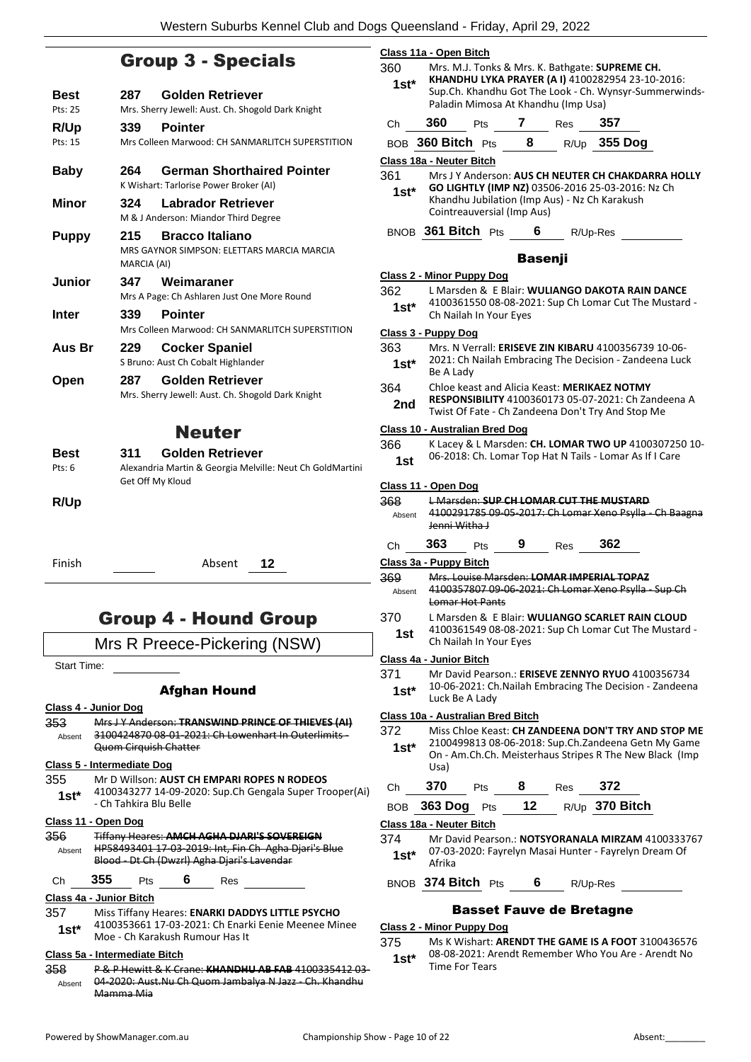## Group 3 - Specials

**Best** 287 **Golden Retriever**
Pts: 25 Mrs. Sherry Jewell: Aust. Ch. Shogold Dark Knight

**R/Up** 339 **Pointer**
Pts: 15 Mrs Colleen Marwood: CH SANMARLITCH SUPERSTITION

**Baby** 264 **German Shorthaired Pointer**
K Wishart: Tarlorise Power Broker (AI)

**Minor** 324 **Labrador Retriever**
M & J Anderson: Miandor Third Degree

**Puppy** 215 **Bracco Italiano**
MRS GAYNOR SIMPSON: ELETTARS MARCIA MARCIA MARCIA (AI)

**Junior** 347 **Weimaraner**
Mrs A Page: Ch Ashlaren Just One More Round

**Inter** 339 **Pointer**
Mrs Colleen Marwood: CH SANMARLITCH SUPERSTITION

**Aus Br** 229 **Cocker Spaniel**
S Bruno: Aust Ch Cobalt Highlander

**Open** 287 **Golden Retriever**
Mrs. Sherry Jewell: Aust. Ch. Shogold Dark Knight

## Neuter

**Best** 311 **Golden Retriever**
Pts: 6 Alexandria Martin & Georgia Melville: Neut Ch GoldMartini Get Off My Kloud

**R/Up**

Finish ______ Absent **12**

## Group 4 - Hound Group

Mrs R Preece-Pickering (NSW)

Start Time: ______

### Afghan Hound

**Class 4 - Junior Dog**

353 Absent — ~~Mrs J Y Anderson: **TRANSWIND PRINCE OF THIEVES (AI)** 3100424870 08-01-2021: Ch Lowenhart In Outerlimits - Quom Cirquish Chatter~~

**Class 5 - Intermediate Dog**

355 1st* — Mr D Willson: **AUST CH EMPARI ROPES N RODEOS** 4100343277 14-09-2020: Sup.Ch Gengala Super Trooper(Ai) - Ch Tahkira Blu Belle

**Class 11 - Open Dog**

356 Absent — ~~Tiffany Heares: **AMCH AGHA DJARI'S SOVEREIGN** HP58493401 17-03-2019: Int, Fin Ch Agha Djari's Blue Blood - Dt Ch (Dwzrl) Agha Djari's Lavendar~~

Ch **355** Pts **6** Res ______

**Class 4a - Junior Bitch**

357 1st* — Miss Tiffany Heares: **ENARKI DADDYS LITTLE PSYCHO** 4100353661 17-03-2021: Ch Enarki Eenie Meenee Minee Moe - Ch Karakush Rumour Has It

**Class 5a - Intermediate Bitch**

358 Absent — ~~P & P Hewitt & K Crane: **KHANDHU AB FAB** 4100335412 03-04-2020: Aust.Nu Ch Quom Jambalya N Jazz - Ch. Khandhu Mamma Mia~~

**Class 11a - Open Bitch**

360 1st* — Mrs. M.J. Tonks & Mrs. K. Bathgate: **SUPREME CH. KHANDHU LYKA PRAYER (A I)** 4100282954 23-10-2016: Sup.Ch. Khandhu Got The Look - Ch. Wynsyr-Summerwinds-Paladin Mimosa At Khandhu (Imp Usa)

Ch **360** Pts **7** Res **357**

BOB **360 Bitch** Pts **8** R/Up **355 Dog**

**Class 18a - Neuter Bitch**

361 1st* — Mrs J Y Anderson: **AUS CH NEUTER CH CHAKDARRA HOLLY GO LIGHTLY (IMP NZ)** 03506-2016 25-03-2016: Nz Ch Khandhu Jubilation (Imp Aus) - Nz Ch Karakush Cointreauversial (Imp Aus)

BNOB **361 Bitch** Pts **6** R/Up-Res ______

### Basenji

**Class 2 - Minor Puppy Dog**

362 1st* — L Marsden & E Blair: **WULIANGO DAKOTA RAIN DANCE** 4100361550 08-08-2021: Sup Ch Lomar Cut The Mustard - Ch Nailah In Your Eyes

**Class 3 - Puppy Dog**

363 1st* — Mrs. N Verrall: **ERISEVE ZIN KIBARU** 4100356739 10-06-2021: Ch Nailah Embracing The Decision - Zandeena Luck Be A Lady

364 2nd — Chloe keast and Alicia Keast: **MERIKAEZ NOTMY RESPONSIBILITY** 4100360173 05-07-2021: Ch Zandeena A Twist Of Fate - Ch Zandeena Don't Try And Stop Me

**Class 10 - Australian Bred Dog**

366 1st — K Lacey & L Marsden: **CH. LOMAR TWO UP** 4100307250 10-06-2018: Ch. Lomar Top Hat N Tails - Lomar As If I Care

**Class 11 - Open Dog**

368 Absent — ~~L Marsden: **SUP CH LOMAR CUT THE MUSTARD** 4100291785 09-05-2017: Ch Lomar Xeno Psylla - Ch Baagna Jenni Witha J~~

Ch **363** Pts **9** Res **362**

**Class 3a - Puppy Bitch**

369 Absent — ~~Mrs. Louise Marsden: **LOMAR IMPERIAL TOPAZ** 4100357807 09-06-2021: Ch Lomar Xeno Psylla - Sup Ch Lomar Hot Pants~~

370 1st — L Marsden & E Blair: **WULIANGO SCARLET RAIN CLOUD** 4100361549 08-08-2021: Sup Ch Lomar Cut The Mustard - Ch Nailah In Your Eyes

**Class 4a - Junior Bitch**

371 1st* — Mr David Pearson.: **ERISEVE ZENNYO RYUO** 4100356734 10-06-2021: Ch.Nailah Embracing The Decision - Zandeena Luck Be A Lady

**Class 10a - Australian Bred Bitch**

372 1st* — Miss Chloe Keast: **CH ZANDEENA DON'T TRY AND STOP ME** 2100499813 08-06-2018: Sup.Ch.Zandeena Getn My Game On - Am.Ch.Ch. Meisterhaus Stripes R The New Black (Imp Usa)

Ch **370** Pts **8** Res **372**

BOB **363 Dog** Pts **12** R/Up **370 Bitch**

**Class 18a - Neuter Bitch**

374 1st* — Mr David Pearson.: **NOTSYORANALA MIRZAM** 4100333767 07-03-2020: Fayrelyn Masai Hunter - Fayrelyn Dream Of Afrika

BNOB **374 Bitch** Pts **6** R/Up-Res ______

### Basset Fauve de Bretagne

**Class 2 - Minor Puppy Dog**

375 1st* — Ms K Wishart: **ARENDT THE GAME IS A FOOT** 3100436576 08-08-2021: Arendt Remember Who You Are - Arendt No Time For Tears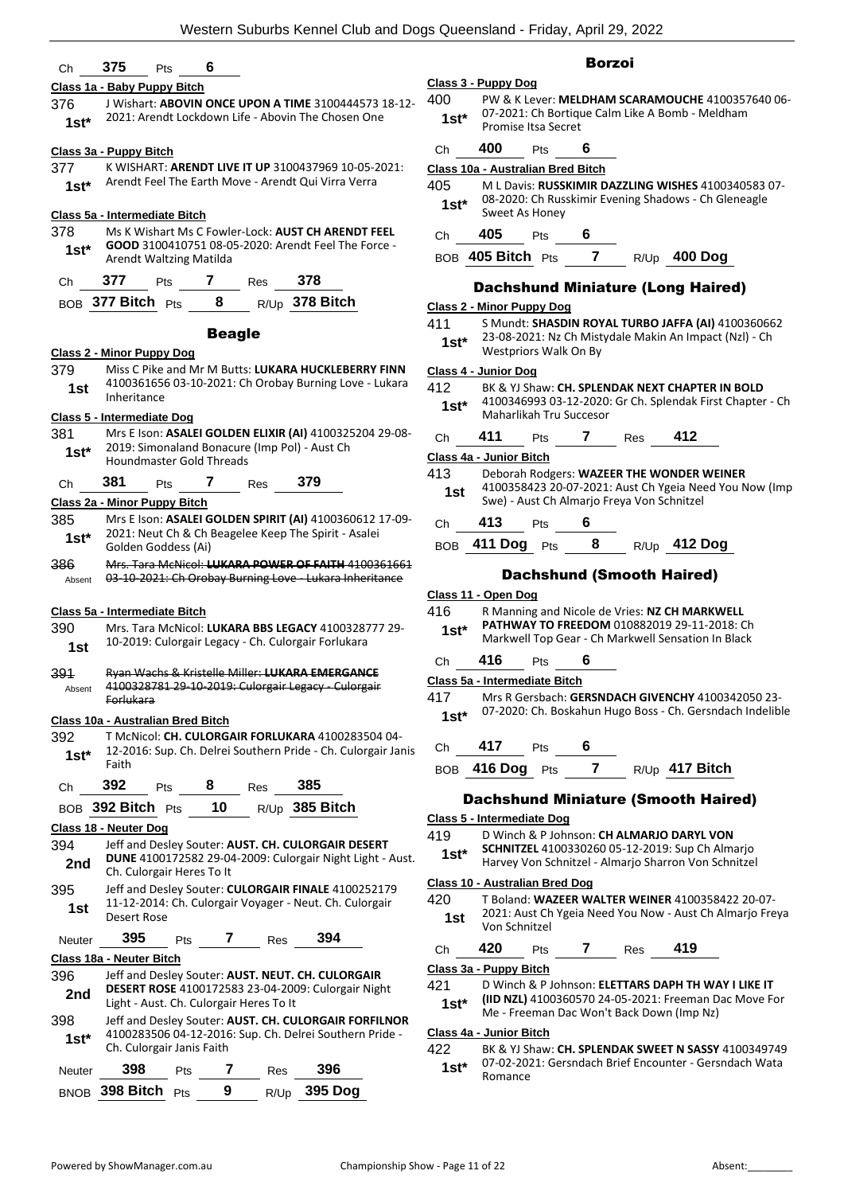Ch **375** Pts **6**

**Class 1a - Baby Puppy Bitch**

376 **1st*** J Wishart: **ABOVIN ONCE UPON A TIME** 3100444573 18-12-2021: Arendt Lockdown Life - Abovin The Chosen One

**Class 3a - Puppy Bitch**

377 **1st*** K WISHART: **ARENDT LIVE IT UP** 3100437969 10-05-2021: Arendt Feel The Earth Move - Arendt Qui Virra Verra

**Class 5a - Intermediate Bitch**

378 **1st*** Ms K Wishart Ms C Fowler-Lock: **AUST CH ARENDT FEEL GOOD** 3100410751 08-05-2020: Arendt Feel The Force - Arendt Waltzing Matilda

Ch **377** Pts **7** Res **378**

BOB **377 Bitch** Pts **8** R/Up **378 Bitch**

## Beagle

**Class 2 - Minor Puppy Dog**

379 **1st** Miss C Pike and Mr M Butts: **LUKARA HUCKLEBERRY FINN** 4100361656 03-10-2021: Ch Orobay Burning Love - Lukara Inheritance

**Class 5 - Intermediate Dog**

381 **1st*** Mrs E Ison: **ASALEI GOLDEN ELIXIR (AI)** 4100325204 29-08-2019: Simonaland Bonacure (Imp Pol) - Aust Ch Houndmaster Gold Threads

Ch **381** Pts **7** Res **379**

**Class 2a - Minor Puppy Bitch**

385 **1st*** Mrs E Ison: **ASALEI GOLDEN SPIRIT (AI)** 4100360612 17-09-2021: Neut Ch & Ch Beagelee Keep The Spirit - Asalei Golden Goddess (Ai)

386 Absent ~~Mrs. Tara McNicol: **LUKARA POWER OF FAITH** 4100361661 03-10-2021: Ch Orobay Burning Love - Lukara Inheritance~~

**Class 5a - Intermediate Bitch**

390 **1st** Mrs. Tara McNicol: **LUKARA BBS LEGACY** 4100328777 29-10-2019: Culorgair Legacy - Ch. Culorgair Forlukara

391 Absent ~~Ryan Wachs & Kristelle Miller: **LUKARA EMERGANCE** 4100328781 29-10-2019: Culorgair Legacy - Culorgair Forlukara~~

**Class 10a - Australian Bred Bitch**

392 **1st*** T McNicol: **CH. CULORGAIR FORLUKARA** 4100283504 04-12-2016: Sup. Ch. Delrei Southern Pride - Ch. Culorgair Janis Faith

Ch **392** Pts **8** Res **385**

BOB **392 Bitch** Pts **10** R/Up **385 Bitch**

**Class 18 - Neuter Dog**

394 **2nd** Jeff and Desley Souter: **AUST. CH. CULORGAIR DESERT DUNE** 4100172582 29-04-2009: Culorgair Night Light - Aust. Ch. Culorgair Heres To It

395 **1st** Jeff and Desley Souter: **CULORGAIR FINALE** 4100252179 11-12-2014: Ch. Culorgair Voyager - Neut. Ch. Culorgair Desert Rose

Neuter **395** Pts **7** Res **394**

**Class 18a - Neuter Bitch**

396 **2nd** Jeff and Desley Souter: **AUST. NEUT. CH. CULORGAIR DESERT ROSE** 4100172583 23-04-2009: Culorgair Night Light - Aust. Ch. Culorgair Heres To It

398 **1st*** Jeff and Desley Souter: **AUST. CH. CULORGAIR FORFILNOR** 4100283506 04-12-2016: Sup. Ch. Delrei Southern Pride - Ch. Culorgair Janis Faith

Neuter **398** Pts **7** Res **396**

BNOB **398 Bitch** Pts **9** R/Up **395 Dog**

## Borzoi

**Class 3 - Puppy Dog**

400 **1st*** PW & K Lever: **MELDHAM SCARAMOUCHE** 4100357640 06-07-2021: Ch Bortique Calm Like A Bomb - Meldham Promise Itsa Secret

Ch **400** Pts **6**

**Class 10a - Australian Bred Bitch**

405 **1st*** M L Davis: **RUSSKIMIR DAZZLING WISHES** 4100340583 07-08-2020: Ch Russkimir Evening Shadows - Ch Gleneagle Sweet As Honey

Ch **405** Pts **6**

BOB **405 Bitch** Pts **7** R/Up **400 Dog**

## Dachshund Miniature (Long Haired)

**Class 2 - Minor Puppy Dog**

411 **1st*** S Mundt: **SHASDIN ROYAL TURBO JAFFA (AI)** 4100360662 23-08-2021: Nz Ch Mistydale Makin An Impact (Nzl) - Ch Westpriors Walk On By

**Class 4 - Junior Dog**

412 **1st*** BK & YJ Shaw: **CH. SPLENDAK NEXT CHAPTER IN BOLD** 4100346993 03-12-2020: Gr Ch. Splendak First Chapter - Ch Maharlikah Tru Succesor

Ch **411** Pts **7** Res **412**

**Class 4a - Junior Bitch**

413 **1st** Deborah Rodgers: **WAZEER THE WONDER WEINER** 4100358423 20-07-2021: Aust Ch Ygeia Need You Now (Imp Swe) - Aust Ch Almarjo Freya Von Schnitzel

Ch **413** Pts **6**

BOB **411 Dog** Pts **8** R/Up **412 Dog**

## Dachshund (Smooth Haired)

**Class 11 - Open Dog**

416 **1st*** R Manning and Nicole de Vries: **NZ CH MARKWELL PATHWAY TO FREEDOM** 010882019 29-11-2018: Ch Markwell Top Gear - Ch Markwell Sensation In Black

Ch **416** Pts **6**

**Class 5a - Intermediate Bitch**

417 **1st*** Mrs R Gersbach: **GERSNDACH GIVENCHY** 4100342050 23-07-2020: Ch. Boskahun Hugo Boss - Ch. Gersndach Indelible

Ch **417** Pts **6**

BOB **416 Dog** Pts **7** R/Up **417 Bitch**

## Dachshund Miniature (Smooth Haired)

**Class 5 - Intermediate Dog**

419 **1st*** D Winch & P Johnson: **CH ALMARJO DARYL VON SCHNITZEL** 4100330260 05-12-2019: Sup Ch Almarjo Harvey Von Schnitzel - Almarjo Sharron Von Schnitzel

**Class 10 - Australian Bred Dog**

420 **1st** T Boland: **WAZEER WALTER WEINER** 4100358422 20-07-2021: Aust Ch Ygeia Need You Now - Aust Ch Almarjo Freya Von Schnitzel

Ch **420** Pts **7** Res **419**

**Class 3a - Puppy Bitch**

421 **1st*** D Winch & P Johnson: **ELETTARS DAPH TH WAY I LIKE IT (IID NZL)** 4100360570 24-05-2021: Freeman Dac Move For Me - Freeman Dac Won't Back Down (Imp Nz)

**Class 4a - Junior Bitch**

422 **1st*** BK & YJ Shaw: **CH. SPLENDAK SWEET N SASSY** 4100349749 07-02-2021: Gersndach Brief Encounter - Gersndach Wata Romance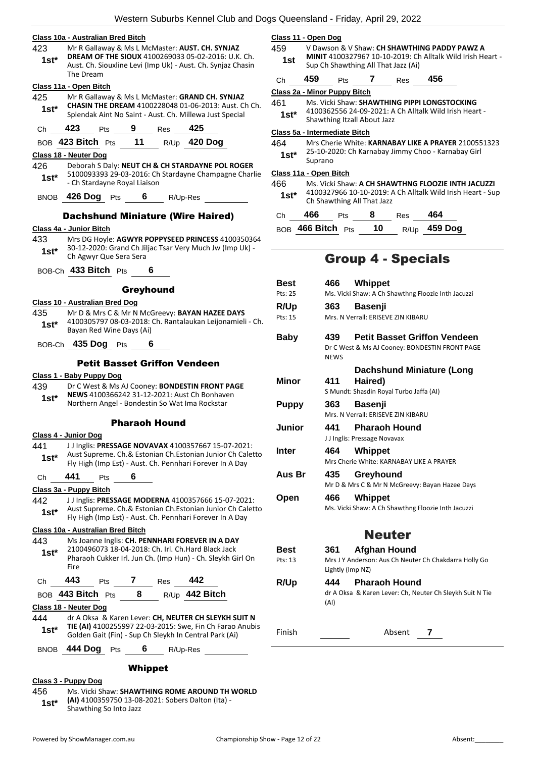**Class 10a - Australian Bred Bitch**

423 1st* Mr R Gallaway & Ms L McMaster: **AUST. CH. SYNJAZ DREAM OF THE SIOUX** 4100269033 05-02-2016: U.K. Ch. Aust. Ch. Siouxline Levi (Imp Uk) - Aust. Ch. Synjaz Chasin The Dream

**Class 11a - Open Bitch**

425 1st* Mr R Gallaway & Ms L McMaster: **GRAND CH. SYNJAZ CHASIN THE DREAM** 4100228048 01-06-2013: Aust. Ch Ch. Splendak Aint No Saint - Aust. Ch. Millewa Just Special

Ch 423 Pts 9 Res 425

BOB 423 Bitch Pts 11 R/Up 420 Dog

**Class 18 - Neuter Dog**

426 1st* Deborah S Daly: **NEUT CH & CH STARDAYNE POL ROGER** 5100093393 29-03-2016: Ch Stardayne Champagne Charlie - Ch Stardayne Royal Liaison

BNOB 426 Dog Pts 6 R/Up-Res

## Dachshund Miniature (Wire Haired)

**Class 4a - Junior Bitch**

433 1st* Mrs DG Hoyle: **AGWYR POPPYSEED PRINCESS** 4100350364 30-12-2020: Grand Ch Jiljac Tsar Very Much Jw (Imp Uk) - Ch Agwyr Que Sera Sera

BOB-Ch 433 Bitch Pts 6

## Greyhound

**Class 10 - Australian Bred Dog**

435 1st* Mr D & Mrs C & Mr N McGreevy: **BAYAN HAZEE DAYS** 4100305797 08-03-2018: Ch. Rantalaukan Leijonamieli - Ch. Bayan Red Wine Days (Ai)

BOB-Ch 435 Dog Pts 6

## Petit Basset Griffon Vendeen

**Class 1 - Baby Puppy Dog**

439 1st* Dr C West & Ms AJ Cooney: **BONDESTIN FRONT PAGE NEWS** 4100366242 31-12-2021: Aust Ch Bonhaven Northern Angel - Bondestin So Wat Ima Rockstar

## Pharaoh Hound

**Class 4 - Junior Dog**

441 1st* J J Inglis: **PRESSAGE NOVAVAX** 4100357667 15-07-2021: Aust Supreme. Ch.& Estonian Ch.Estonian Junior Ch Caletto Fly High (Imp Est) - Aust. Ch. Pennhari Forever In A Day

Ch 441 Pts 6

**Class 3a - Puppy Bitch**

442 1st* J J Inglis: **PRESSAGE MODERNA** 4100357666 15-07-2021: Aust Supreme. Ch.& Estonian Ch.Estonian Junior Ch Caletto Fly High (Imp Est) - Aust. Ch. Pennhari Forever In A Day

**Class 10a - Australian Bred Bitch**

443 1st* Ms Joanne Inglis: **CH. PENNHARI FOREVER IN A DAY** 2100496073 18-04-2018: Ch. Irl. Ch.Hard Black Jack Pharaoh Cukker Irl. Jun Ch. (Imp Hun) - Ch. Sleykh Girl On Fire

Ch 443 Pts 7 Res 442

BOB 443 Bitch Pts 8 R/Up 442 Bitch

**Class 18 - Neuter Dog**

444 1st* dr A Oksa & Karen Lever: **CH, NEUTER CH SLEYKH SUIT N TIE (AI)** 4100255997 22-03-2015: Swe, Fin Ch Farao Anubis Golden Gait (Fin) - Sup Ch Sleykh In Central Park (Ai)

BNOB 444 Dog Pts 6 R/Up-Res

## Whippet

**Class 3 - Puppy Dog**

456 1st* Ms. Vicki Shaw: **SHAWTHING ROME AROUND TH WORLD (AI)** 4100359750 13-08-2021: Sobers Dalton (Ita) - Shawthing So Into Jazz

**Class 11 - Open Dog**

459 1st V Dawson & V Shaw: **CH SHAWTHING PADDY PAWZ A MINIT** 4100327967 10-10-2019: Ch Alltalk Wild Irish Heart - Sup Ch Shawthing All That Jazz (Ai)

Ch 459 Pts 7 Res 456

**Class 2a - Minor Puppy Bitch**

461 1st* Ms. Vicki Shaw: **SHAWTHING PIPPI LONGSTOCKING** 4100362556 24-09-2021: A Ch Alltalk Wild Irish Heart - Shawthing Itzall About Jazz

**Class 5a - Intermediate Bitch**

464 1st* Mrs Cherie White: **KARNABAY LIKE A PRAYER** 2100551323 25-10-2020: Ch Karnabay Jimmy Choo - Karnabay Girl Suprano

**Class 11a - Open Bitch**

466 1st* Ms. Vicki Shaw: **A CH SHAWTHNG FLOOZIE INTH JACUZZI** 4100327966 10-10-2019: A Ch Alltalk Wild Irish Heart - Sup Ch Shawthing All That Jazz

Ch 466 Pts 8 Res 464

BOB 466 Bitch Pts 10 R/Up 459 Dog

# Group 4 - Specials

| | | | |
|---|---|---|---|
| **Best** (Pts: 25) | 466 | **Whippet** | Ms. Vicki Shaw: A Ch Shawthng Floozie Inth Jacuzzi |
| **R/Up** (Pts: 15) | 363 | **Basenji** | Mrs. N Verrall: ERISEVE ZIN KIBARU |
| **Baby** | 439 | **Petit Basset Griffon Vendeen** | Dr C West & Ms AJ Cooney: BONDESTIN FRONT PAGE NEWS |
| **Minor** | 411 | **Dachshund Miniature (Long Haired)** | S Mundt: Shasdin Royal Turbo Jaffa (AI) |
| **Puppy** | 363 | **Basenji** | Mrs. N Verrall: ERISEVE ZIN KIBARU |
| **Junior** | 441 | **Pharaoh Hound** | J J Inglis: Pressage Novavax |
| **Inter** | 464 | **Whippet** | Mrs Cherie White: KARNABAY LIKE A PRAYER |
| **Aus Br** | 435 | **Greyhound** | Mr D & Mrs C & Mr N McGreevy: Bayan Hazee Days |
| **Open** | 466 | **Whippet** | Ms. Vicki Shaw: A Ch Shawthng Floozie Inth Jacuzzi |

# Neuter

| | | | |
|---|---|---|---|
| **Best** (Pts: 13) | 361 | **Afghan Hound** | Mrs J Y Anderson: Aus Ch Neuter Ch Chakdarra Holly Go Lightly (Imp NZ) |
| **R/Up** | 444 | **Pharaoh Hound** | dr A Oksa & Karen Lever: Ch, Neuter Ch Sleykh Suit N Tie (AI) |

Finish Absent 7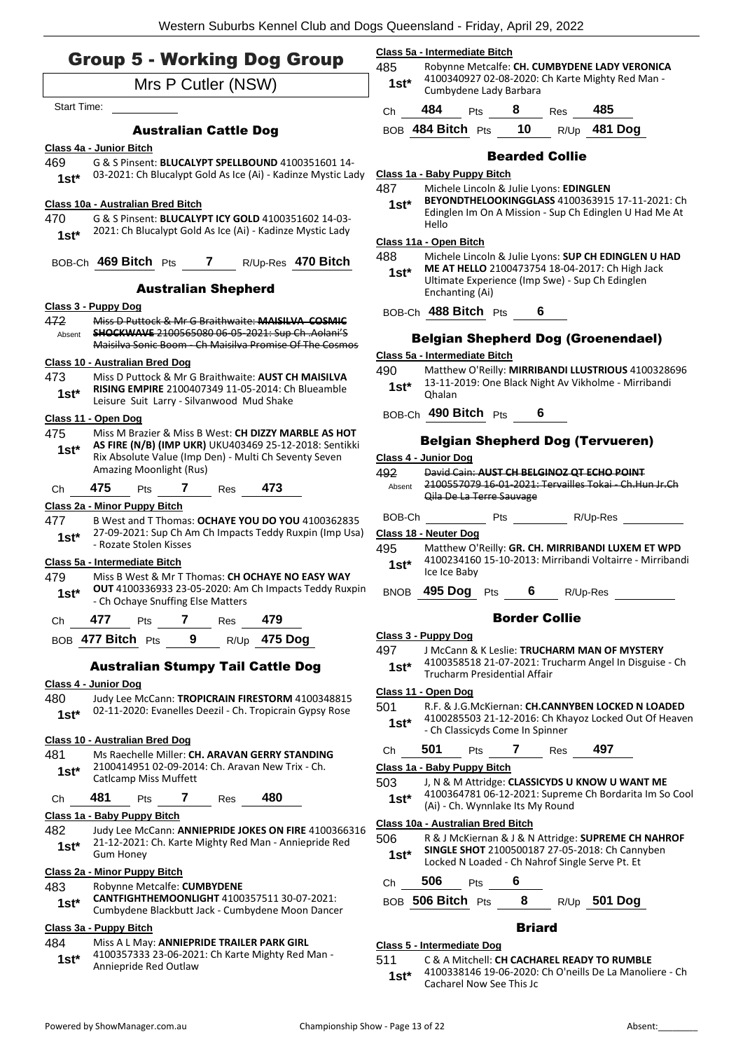# Group 5 - Working Dog Group

Mrs P Cutler (NSW)

Start Time: ___________

## Australian Cattle Dog

**Class 4a - Junior Bitch**

469 1st* G & S Pinsent: **BLUCALYPT SPELLBOUND** 4100351601 14-03-2021: Ch Blucalypt Gold As Ice (Ai) - Kadinze Mystic Lady

**Class 10a - Australian Bred Bitch**

470 1st* G & S Pinsent: **BLUCALYPT ICY GOLD** 4100351602 14-03-2021: Ch Blucalypt Gold As Ice (Ai) - Kadinze Mystic Lady

BOB-Ch **469 Bitch** Pts **7** R/Up-Res **470 Bitch**

## Australian Shepherd

**Class 3 - Puppy Dog**

472 Absent ~~Miss D Puttock & Mr G Braithwaite: **MAISILVA COSMIC SHOCKWAVE** 2100565080 06-05-2021: Sup Ch .Aolani'S Maisilva Sonic Boom - Ch Maisilva Promise Of The Cosmos~~

**Class 10 - Australian Bred Dog**

473 1st* Miss D Puttock & Mr G Braithwaite: **AUST CH MAISILVA RISING EMPIRE** 2100407349 11-05-2014: Ch Blueamble Leisure Suit Larry - Silvanwood Mud Shake

**Class 11 - Open Dog**

475 1st* Miss M Brazier & Miss B West: **CH DIZZY MARBLE AS HOT AS FIRE (N/B) (IMP UKR)** UKU403469 25-12-2018: Sentikki Rix Absolute Value (Imp Den) - Multi Ch Seventy Seven Amazing Moonlight (Rus)

Ch **475** Pts **7** Res **473**

**Class 2a - Minor Puppy Bitch**

477 1st* B West and T Thomas: **OCHAYE YOU DO YOU** 4100362835 27-09-2021: Sup Ch Am Ch Impacts Teddy Ruxpin (Imp Usa) - Rozate Stolen Kisses

**Class 5a - Intermediate Bitch**

479 1st* Miss B West & Mr T Thomas: **CH OCHAYE NO EASY WAY OUT** 4100336933 23-05-2020: Am Ch Impacts Teddy Ruxpin - Ch Ochaye Snuffing Else Matters

Ch **477** Pts **7** Res **479**

BOB **477 Bitch** Pts **9** R/Up **475 Dog**

## Australian Stumpy Tail Cattle Dog

**Class 4 - Junior Dog**

480 1st* Judy Lee McCann: **TROPICRAIN FIRESTORM** 4100348815 02-11-2020: Evanelles Deezil - Ch. Tropicrain Gypsy Rose

**Class 10 - Australian Bred Dog**

481 1st* Ms Raechelle Miller: **CH. ARAVAN GERRY STANDING** 2100414951 02-09-2014: Ch. Aravan New Trix - Ch. Catlcamp Miss Muffett

Ch **481** Pts **7** Res **480**

**Class 1a - Baby Puppy Bitch**

482 1st* Judy Lee McCann: **ANNIEPRIDE JOKES ON FIRE** 4100366316 21-12-2021: Ch. Karte Mighty Red Man - Anniepride Red Gum Honey

**Class 2a - Minor Puppy Bitch**

483 1st* Robynne Metcalfe: **CUMBYDENE CANTFIGHTHEMOONLIGHT** 4100357511 30-07-2021: Cumbydene Blackbutt Jack - Cumbydene Moon Dancer

**Class 3a - Puppy Bitch**

484 1st* Miss A L May: **ANNIEPRIDE TRAILER PARK GIRL** 4100357333 23-06-2021: Ch Karte Mighty Red Man - Anniepride Red Outlaw

**Class 5a - Intermediate Bitch**

485 1st* Robynne Metcalfe: **CH. CUMBYDENE LADY VERONICA** 4100340927 02-08-2020: Ch Karte Mighty Red Man - Cumbydene Lady Barbara

Ch **484** Pts **8** Res **485**

BOB **484 Bitch** Pts **10** R/Up **481 Dog**

## Bearded Collie

**Class 1a - Baby Puppy Bitch**

487 1st* Michele Lincoln & Julie Lyons: **EDINGLEN BEYONDTHELOOKINGGLASS** 4100363915 17-11-2021: Ch Edinglen Im On A Mission - Sup Ch Edinglen U Had Me At Hello

**Class 11a - Open Bitch**

488 1st* Michele Lincoln & Julie Lyons: **SUP CH EDINGLEN U HAD ME AT HELLO** 2100473754 18-04-2017: Ch High Jack Ultimate Experience (Imp Swe) - Sup Ch Edinglen Enchanting (Ai)

BOB-Ch **488 Bitch** Pts **6**

## Belgian Shepherd Dog (Groenendael)

**Class 5a - Intermediate Bitch**

490 1st* Matthew O'Reilly: **MIRRIBANDI LLUSTRIOUS** 4100328696 13-11-2019: One Black Night Av Vikholme - Mirribandi Qhalan

BOB-Ch **490 Bitch** Pts **6**

## Belgian Shepherd Dog (Tervueren)

**Class 4 - Junior Dog**

492 Absent ~~David Cain: **AUST CH BELGINOZ QT ECHO POINT** 2100557079 16-01-2021: Tervailles Tokai - Ch.Hun Jr.Ch Qila De La Terre Sauvage~~

BOB-Ch ________ Pts ________ R/Up-Res ________

**Class 18 - Neuter Dog**

495 1st* Matthew O'Reilly: **GR. CH. MIRRIBANDI LUXEM ET WPD** 4100234160 15-10-2013: Mirribandi Voltairre - Mirribandi Ice Ice Baby

BNOB **495 Dog** Pts **6** R/Up-Res ________

## Border Collie

**Class 3 - Puppy Dog**

497 1st* J McCann & K Leslie: **TRUCHARM MAN OF MYSTERY** 4100358518 21-07-2021: Trucharm Angel In Disguise - Ch Trucharm Presidential Affair

**Class 11 - Open Dog**

501 1st* R.F. & J.G.McKiernan: **CH.CANNYBEN LOCKED N LOADED** 4100285503 21-12-2016: Ch Khayoz Locked Out Of Heaven - Ch Classicyds Come In Spinner

Ch **501** Pts **7** Res **497**

**Class 1a - Baby Puppy Bitch**

503 1st* J, N & M Attridge: **CLASSICYDS U KNOW U WANT ME** 4100364781 06-12-2021: Supreme Ch Bordarita Im So Cool (Ai) - Ch. Wynnlake Its My Round

**Class 10a - Australian Bred Bitch**

506 1st* R & J McKiernan & J & N Attridge: **SUPREME CH NAHROF SINGLE SHOT** 2100500187 27-05-2018: Ch Cannyben Locked N Loaded - Ch Nahrof Single Serve Pt. Et

Ch **506** Pts **6**

BOB **506 Bitch** Pts **8** R/Up **501 Dog**

## Briard

**Class 5 - Intermediate Dog**

511 1st* C & A Mitchell: **CH CACHAREL READY TO RUMBLE** 4100338146 19-06-2020: Ch O'neills De La Manoliere - Ch Cacharel Now See This Jc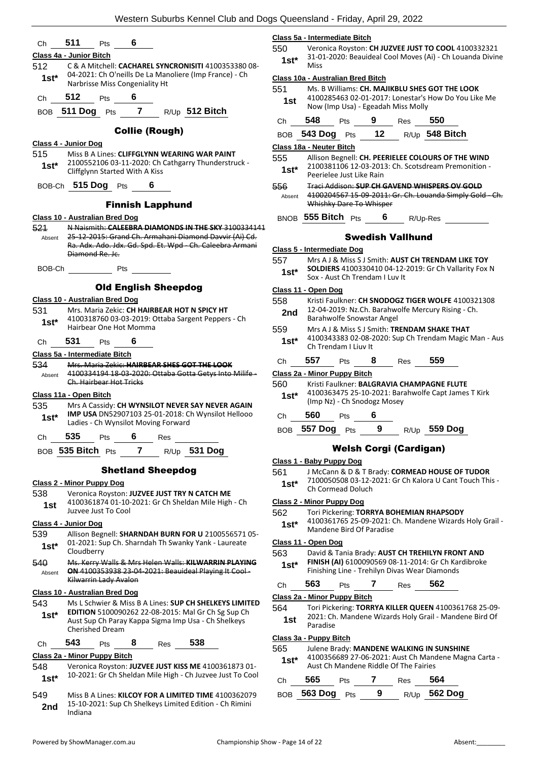Ch **511** Pts **6**

**Class 4a - Junior Bitch**

512 **1st*** C & A Mitchell: **CACHAREL SYNCRONISITI** 4100353380 08-04-2021: Ch O'neills De La Manoliere (Imp France) - Ch Narbrisse Miss Congeniality Ht

Ch **512** Pts **6**

BOB **511 Dog** Pts **7** R/Up **512 Bitch**

## Collie (Rough)

**Class 4 - Junior Dog**

515 **1st*** Miss B A Lines: **CLIFFGLYNN WEARING WAR PAINT** 2100552106 03-11-2020: Ch Cathgarry Thunderstruck - Cliffglynn Started With A Kiss

BOB-Ch **515 Dog** Pts **6**

## Finnish Lapphund

**Class 10 - Australian Bred Dog**

521 Absent ~~N Naismith: **CALEEBRA DIAMONDS IN THE SKY** 3100334141 25-12-2015: Grand Ch. Armahani Diamond Davvir (Ai) Cd. Ra. Adx. Ado. Jdx. Gd. Spd. Et. Wpd - Ch. Caleebra Armani Diamond Re. Jc.~~

BOB-Ch Pts

## Old English Sheepdog

**Class 10 - Australian Bred Dog**

531 **1st*** Mrs. Maria Zekic: **CH HAIRBEAR HOT N SPICY HT** 4100318760 03-03-2019: Ottaba Sargent Peppers - Ch Hairbear One Hot Momma

Ch **531** Pts **6**

**Class 5a - Intermediate Bitch**

534 Absent ~~Mrs. Maria Zekic: **HAIRBEAR SHES GOT THE LOOK** 4100334194 18-03-2020: Ottaba Gotta Getys Into Milife - Ch. Hairbear Hot Tricks~~

**Class 11a - Open Bitch**

535 **1st*** Mrs A Cassidy: **CH WYNSILOT NEVER SAY NEVER AGAIN IMP USA** DN52907103 25-01-2018: Ch Wynsilot Hellooo Ladies - Ch Wynsilot Moving Forward

Ch **535** Pts **6** Res

BOB **535 Bitch** Pts **7** R/Up **531 Dog**

## Shetland Sheepdog

**Class 2 - Minor Puppy Dog**

538 **1st** Veronica Royston: **JUZVEE JUST TRY N CATCH ME** 4100361874 01-10-2021: Gr Ch Sheldan Mile High - Ch Juzvee Just To Cool

**Class 4 - Junior Dog**

539 **1st*** Allison Begnell: **SHARNDAH BURN FOR U** 2100556571 05-01-2021: Sup Ch. Sharndah Th Swanky Yank - Laureate Cloudberry

540 Absent ~~Ms. Kerry Walls & Mrs Helen Walls: **KILWARRIN PLAYING ON** 4100353938 23-04-2021: Beauideal Playing It Cool - Kilwarrin Lady Avalon~~

**Class 10 - Australian Bred Dog**

543 **1st*** Ms L Schwier & Miss B A Lines: **SUP CH SHELKEYS LIMITED EDITION** 5100090262 22-08-2015: Mal Gr Ch Sg Sup Ch Aust Sup Ch Paray Kappa Sigma Imp Usa - Ch Shelkeys Cherished Dream

Ch **543** Pts **8** Res **538**

**Class 2a - Minor Puppy Bitch**

548 **1st*** Veronica Royston: **JUZVEE JUST KISS ME** 4100361873 01-10-2021: Gr Ch Sheldan Mile High - Ch Juzvee Just To Cool

549 **2nd** Miss B A Lines: **KILCOY FOR A LIMITED TIME** 4100362079 15-10-2021: Sup Ch Shelkeys Limited Edition - Ch Rimini Indiana

**Class 5a - Intermediate Bitch**

550 **1st*** Veronica Royston: **CH JUZVEE JUST TO COOL** 4100332321 31-01-2020: Beauideal Cool Moves (Ai) - Ch Louanda Divine Miss

**Class 10a - Australian Bred Bitch**

551 **1st** Ms. B Williams: **CH. MAJIKBLU SHES GOT THE LOOK** 4100285463 02-01-2017: Lonestar's How Do You Like Me Now (Imp Usa) - Egeadah Miss Molly

Ch **548** Pts **9** Res **550**

BOB **543 Dog** Pts **12** R/Up **548 Bitch**

**Class 18a - Neuter Bitch**

555 **1st*** Allison Begnell: **CH. PEERIELEE COLOURS OF THE WIND** 2100381106 12-03-2013: Ch. Scotsdream Premonition - Peerielee Just Like Rain

556 Absent ~~Traci Addison: **SUP CH GAVEND WHISPERS OV GOLD** 4100204567 15-09-2011: Gr. Ch. Louanda Simply Gold - Ch. Whishky Dare To Whisper~~

BNOB **555 Bitch** Pts **6** R/Up-Res

## Swedish Vallhund

**Class 5 - Intermediate Dog**

557 **1st*** Mrs A J & Miss S J Smith: **AUST CH TRENDAM LIKE TOY SOLDIERS** 4100330410 04-12-2019: Gr Ch Vallarity Fox N Sox - Aust Ch Trendam I Luv It

**Class 11 - Open Dog**

558 **2nd** Kristi Faulkner: **CH SNODOGZ TIGER WOLFE** 4100321308 12-04-2019: Nz.Ch. Barahwolfe Mercury Rising - Ch. Barahwolfe Snowstar Angel

559 **1st*** Mrs A J & Miss S J Smith: **TRENDAM SHAKE THAT** 4100343383 02-08-2020: Sup Ch Trendam Magic Man - Aus Ch Trendam I Liuv It

Ch **557** Pts **8** Res **559**

**Class 2a - Minor Puppy Bitch**

560 **1st*** Kristi Faulkner: **BALGRAVIA CHAMPAGNE FLUTE** 4100363475 25-10-2021: Barahwolfe Capt James T Kirk (Imp Nz) - Ch Snodogz Mosey

Ch **560** Pts **6**

BOB **557 Dog** Pts **9** R/Up **559 Dog**

## Welsh Corgi (Cardigan)

**Class 1 - Baby Puppy Dog**

561 **1st*** J McCann & D & T Brady: **CORMEAD HOUSE OF TUDOR** 7100050508 03-12-2021: Gr Ch Kalora U Cant Touch This - Ch Cormead Doluch

**Class 2 - Minor Puppy Dog**

562 **1st*** Tori Pickering: **TORRYA BOHEMIAN RHAPSODY** 4100361765 25-09-2021: Ch. Mandene Wizards Holy Grail - Mandene Bird Of Paradise

**Class 11 - Open Dog**

563 **1st*** David & Tania Brady: **AUST CH TREHILYN FRONT AND FINISH (AI)** 6100090569 08-11-2014: Gr Ch Kardibroke Finishing Line - Trehilyn Divas Wear Diamonds

Ch **563** Pts **7** Res **562**

**Class 2a - Minor Puppy Bitch**

564 **1st** Tori Pickering: **TORRYA KILLER QUEEN** 4100361768 25-09-2021: Ch. Mandene Wizards Holy Grail - Mandene Bird Of Paradise

**Class 3a - Puppy Bitch**

565 **1st*** Julene Brady: **MANDENE WALKING IN SUNSHINE** 4100356689 27-06-2021: Aust Ch Mandene Magna Carta - Aust Ch Mandene Riddle Of The Fairies

Ch **565** Pts **7** Res **564**

BOB **563 Dog** Pts **9** R/Up **562 Dog**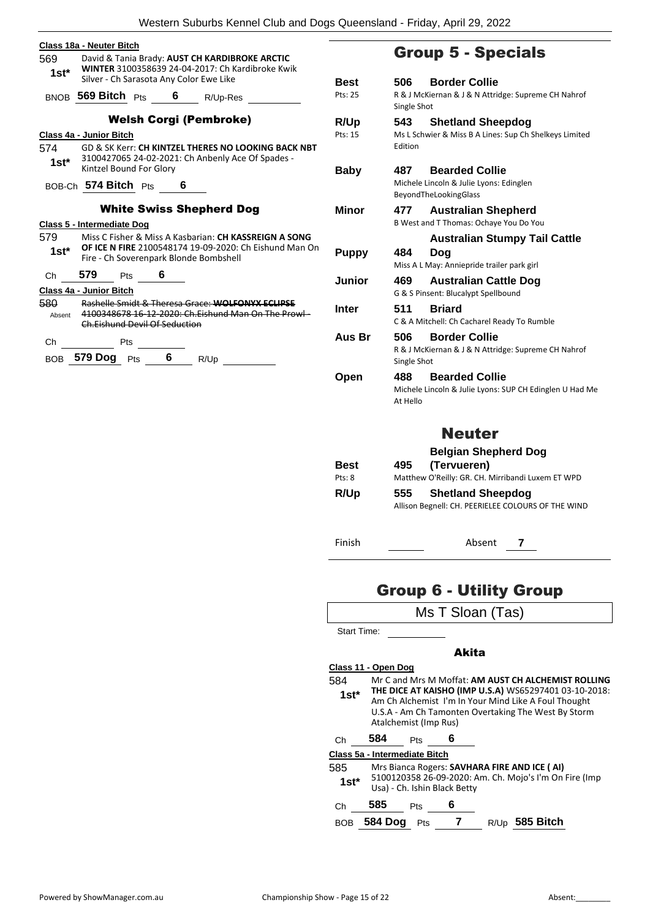**Class 18a - Neuter Bitch**

569 **1st*** David & Tania Brady: **AUST CH KARDIBROKE ARCTIC WINTER** 3100358639 24-04-2017: Ch Kardibroke Kwik Silver - Ch Sarasota Any Color Ewe Like

BNOB **569 Bitch** Pts **6** R/Up-Res

### Welsh Corgi (Pembroke)

**Class 4a - Junior Bitch**

574 **1st*** GD & SK Kerr: **CH KINTZEL THERES NO LOOKING BACK NBT** 3100427065 24-02-2021: Ch Anbenly Ace Of Spades - Kintzel Bound For Glory

BOB-Ch **574 Bitch** Pts **6**

### White Swiss Shepherd Dog

**Class 5 - Intermediate Dog**

579 **1st*** Miss C Fisher & Miss A Kasbarian: **CH KASSREIGN A SONG OF ICE N FIRE** 2100548174 19-09-2020: Ch Eishund Man On Fire - Ch Soverenpark Blonde Bombshell

Ch **579** Pts **6**

**Class 4a - Junior Bitch**

580 Absent ~~Rashelle Smidt & Theresa Grace: **WOLFONYX ECLIPSE** 4100348678 16-12-2020: Ch.Eishund Man On The Prowl - Ch.Eishund Devil Of Seduction~~

Ch Pts

BOB **579 Dog** Pts **6** R/Up

## Group 5 - Specials

**Best** (Pts: 25) — **506 Border Collie** — R & J McKiernan & J & N Attridge: Supreme CH Nahrof Single Shot

**R/Up** (Pts: 15) — **543 Shetland Sheepdog** — Ms L Schwier & Miss B A Lines: Sup Ch Shelkeys Limited Edition

**Baby** — **487 Bearded Collie** — Michele Lincoln & Julie Lyons: Edinglen BeyondTheLookingGlass

**Minor** — **477 Australian Shepherd** — B West and T Thomas: Ochaye You Do You

**Puppy** — **484 Australian Stumpy Tail Cattle Dog** — Miss A L May: Anniepride trailer park girl

**Junior** — **469 Australian Cattle Dog** — G & S Pinsent: Blucalypt Spellbound

**Inter** — **511 Briard** — C & A Mitchell: Ch Cacharel Ready To Rumble

**Aus Br** — **506 Border Collie** — R & J McKiernan & J & N Attridge: Supreme CH Nahrof Single Shot

**Open** — **488 Bearded Collie** — Michele Lincoln & Julie Lyons: SUP CH Edinglen U Had Me At Hello

## Neuter

**Best** (Pts: 8) — **495 Belgian Shepherd Dog (Tervueren)** — Matthew O'Reilly: GR. CH. Mirribandi Luxem ET WPD

**R/Up** — **555 Shetland Sheepdog** — Allison Begnell: CH. PEERIELEE COLOURS OF THE WIND

Finish Absent **7**

## Group 6 - Utility Group

Ms T Sloan (Tas)

Start Time:

### Akita

**Class 11 - Open Dog**

584 **1st*** Mr C and Mrs M Moffat: **AM AUST CH ALCHEMIST ROLLING THE DICE AT KAISHO (IMP U.S.A)** WS65297401 03-10-2018: Am Ch Alchemist I'm In Your Mind Like A Foul Thought U.S.A - Am Ch Tamonten Overtaking The West By Storm Atalchemist (Imp Rus)

Ch **584** Pts **6**

**Class 5a - Intermediate Bitch**

585 **1st*** Mrs Bianca Rogers: **SAVHARA FIRE AND ICE ( AI)** 5100120358 26-09-2020: Am. Ch. Mojo's I'm On Fire (Imp Usa) - Ch. Ishin Black Betty

Ch **585** Pts **6**

BOB **584 Dog** Pts **7** R/Up **585 Bitch**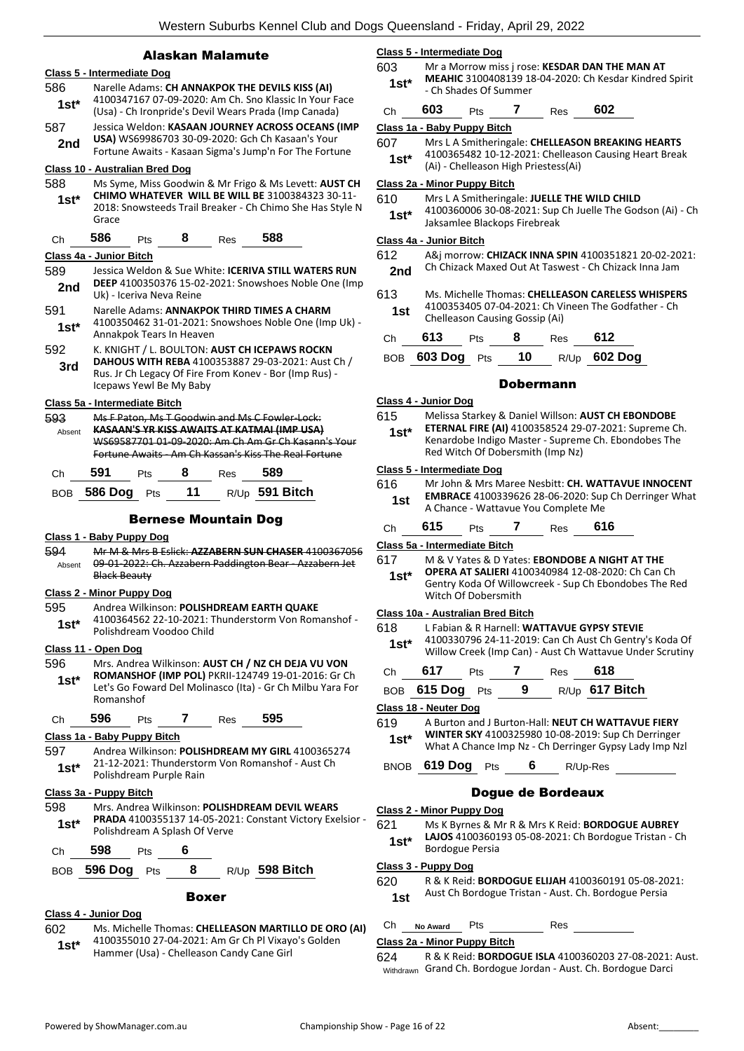## Alaskan Malamute

### Class 5 - Intermediate Dog

586 **1st*** Narelle Adams: **CH ANNAKPOK THE DEVILS KISS (AI)** 4100347167 07-09-2020: Am Ch. Sno Klassic In Your Face (Usa) - Ch Ironpride's Devil Wears Prada (Imp Canada)

587 **2nd** Jessica Weldon: **KASAAN JOURNEY ACROSS OCEANS (IMP USA)** WS69986703 30-09-2020: Gch Ch Kasaan's Your Fortune Awaits - Kasaan Sigma's Jump'n For The Fortune

### Class 10 - Australian Bred Dog

588 **1st*** Ms Syme, Miss Goodwin & Mr Frigo & Ms Levett: **AUST CH CHIMO WHATEVER WILL BE WILL BE** 3100384323 30-11-2018: Snowsteeds Trail Breaker - Ch Chimo She Has Style N Grace

Ch **586** Pts **8** Res **588**

### Class 4a - Junior Bitch

589 **2nd** Jessica Weldon & Sue White: **ICERIVA STILL WATERS RUN DEEP** 4100350376 15-02-2021: Snowshoes Noble One (Imp Uk) - Iceriva Neva Reine

591 **1st*** Narelle Adams: **ANNAKPOK THIRD TIMES A CHARM** 4100350462 31-01-2021: Snowshoes Noble One (Imp Uk) - Annakpok Tears In Heaven

592 **3rd** K. KNIGHT / L. BOULTON: **AUST CH ICEPAWS ROCKN DAHOUS WITH REBA** 4100353887 29-03-2021: Aust Ch / Rus. Jr Ch Legacy Of Fire From Konev - Bor (Imp Rus) - Icepaws Yewl Be My Baby

### Class 5a - Intermediate Bitch

593 Absent ~~Ms F Paton, Ms T Goodwin and Ms C Fowler-Lock: **KASAAN'S YR KISS AWAITS AT KATMAI (IMP USA)** WS69587701 01-09-2020: Am Ch Am Gr Ch Kasann's Your Fortune Awaits - Am Ch Kassan's Kiss The Real Fortune~~

Ch **591** Pts **8** Res **589**

BOB **586 Dog** Pts **11** R/Up **591 Bitch**

## Bernese Mountain Dog

### Class 1 - Baby Puppy Dog

594 Absent ~~Mr M & Mrs B Eslick: **AZZABERN SUN CHASER** 4100367056 09-01-2022: Ch. Azzabern Paddington Bear - Azzabern Jet Black Beauty~~

### Class 2 - Minor Puppy Dog

595 **1st*** Andrea Wilkinson: **POLISHDREAM EARTH QUAKE** 4100364562 22-10-2021: Thunderstorm Von Romanshof - Polishdream Voodoo Child

### Class 11 - Open Dog

596 **1st*** Mrs. Andrea Wilkinson: **AUST CH / NZ CH DEJA VU VON ROMANSHOF (IMP POL)** PKRII-124749 19-01-2016: Gr Ch Let's Go Foward Del Molinasco (Ita) - Gr Ch Milbu Yara For Romanshof

Ch **596** Pts **7** Res **595**

### Class 1a - Baby Puppy Bitch

597 **1st*** Andrea Wilkinson: **POLISHDREAM MY GIRL** 4100365274 21-12-2021: Thunderstorm Von Romanshof - Aust Ch Polishdream Purple Rain

### Class 3a - Puppy Bitch

598 **1st*** Mrs. Andrea Wilkinson: **POLISHDREAM DEVIL WEARS PRADA** 4100355137 14-05-2021: Constant Victory Exelsior - Polishdream A Splash Of Verve

Ch **598** Pts **6**

BOB **596 Dog** Pts **8** R/Up **598 Bitch**

## Boxer

### Class 4 - Junior Dog

602 **1st*** Ms. Michelle Thomas: **CHELLEASON MARTILLO DE ORO (AI)** 4100355010 27-04-2021: Am Gr Ch Pl Vixayo's Golden Hammer (Usa) - Chelleason Candy Cane Girl

### Class 5 - Intermediate Dog

603 **1st*** Mr a Morrow miss j rose: **KESDAR DAN THE MAN AT MEAHIC** 3100408139 18-04-2020: Ch Kesdar Kindred Spirit - Ch Shades Of Summer

Ch **603** Pts **7** Res **602**

### Class 1a - Baby Puppy Bitch

607 **1st*** Mrs L A Smitheringale: **CHELLEASON BREAKING HEARTS** 4100365482 10-12-2021: Chelleason Causing Heart Break (Ai) - Chelleason High Priestess(Ai)

### Class 2a - Minor Puppy Bitch

610 **1st*** Mrs L A Smitheringale: **JUELLE THE WILD CHILD** 4100360006 30-08-2021: Sup Ch Juelle The Godson (Ai) - Ch Jaksamlee Blackops Firebreak

### Class 4a - Junior Bitch

612 **2nd** A&j morrow: **CHIZACK INNA SPIN** 4100351821 20-02-2021: Ch Chizack Maxed Out At Taswest - Ch Chizack Inna Jam

613 **1st** Ms. Michelle Thomas: **CHELLEASON CARELESS WHISPERS** 4100353405 07-04-2021: Ch Vineen The Godfather - Ch Chelleason Causing Gossip (Ai)

Ch **613** Pts **8** Res **612**

BOB **603 Dog** Pts **10** R/Up **602 Dog**

## Dobermann

### Class 4 - Junior Dog

615 **1st*** Melissa Starkey & Daniel Willson: **AUST CH EBONDOBE ETERNAL FIRE (AI)** 4100358524 29-07-2021: Supreme Ch. Kenardobe Indigo Master - Supreme Ch. Ebondobes The Red Witch Of Dobersmith (Imp Nz)

### Class 5 - Intermediate Dog

616 **1st** Mr John & Mrs Maree Nesbitt: **CH. WATTAVUE INNOCENT EMBRACE** 4100339626 28-06-2020: Sup Ch Derringer What A Chance - Wattavue You Complete Me

Ch **615** Pts **7** Res **616**

### Class 5a - Intermediate Bitch

617 **1st*** M & V Yates & D Yates: **EBONDOBE A NIGHT AT THE OPERA AT SALIERI** 4100340984 12-08-2020: Ch Can Ch Gentry Koda Of Willowcreek - Sup Ch Ebondobes The Red Witch Of Dobersmith

### Class 10a - Australian Bred Bitch

618 **1st*** L Fabian & R Harnell: **WATTAVUE GYPSY STEVIE** 4100330796 24-11-2019: Can Ch Aust Ch Gentry's Koda Of Willow Creek (Imp Can) - Aust Ch Wattavue Under Scrutiny

Ch **617** Pts **7** Res **618**

BOB **615 Dog** Pts **9** R/Up **617 Bitch**

### Class 18 - Neuter Dog

619 **1st*** A Burton and J Burton-Hall: **NEUT CH WATTAVUE FIERY WINTER SKY** 4100325980 10-08-2019: Sup Ch Derringer What A Chance Imp Nz - Ch Derringer Gypsy Lady Imp Nzl

BNOB **619 Dog** Pts **6** R/Up-Res

## Dogue de Bordeaux

### Class 2 - Minor Puppy Dog

621 **1st*** Ms K Byrnes & Mr R & Mrs K Reid: **BORDOGUE AUBREY LAJOS** 4100360193 05-08-2021: Ch Bordogue Tristan - Ch Bordogue Persia

### Class 3 - Puppy Dog

620 **1st** R & K Reid: **BORDOGUE ELIJAH** 4100360191 05-08-2021: Aust Ch Bordogue Tristan - Aust. Ch. Bordogue Persia

Ch **No Award** Pts Res

### Class 2a - Minor Puppy Bitch

624 Withdrawn R & K Reid: **BORDOGUE ISLA** 4100360203 27-08-2021: Aust. Grand Ch. Bordogue Jordan - Aust. Ch. Bordogue Darci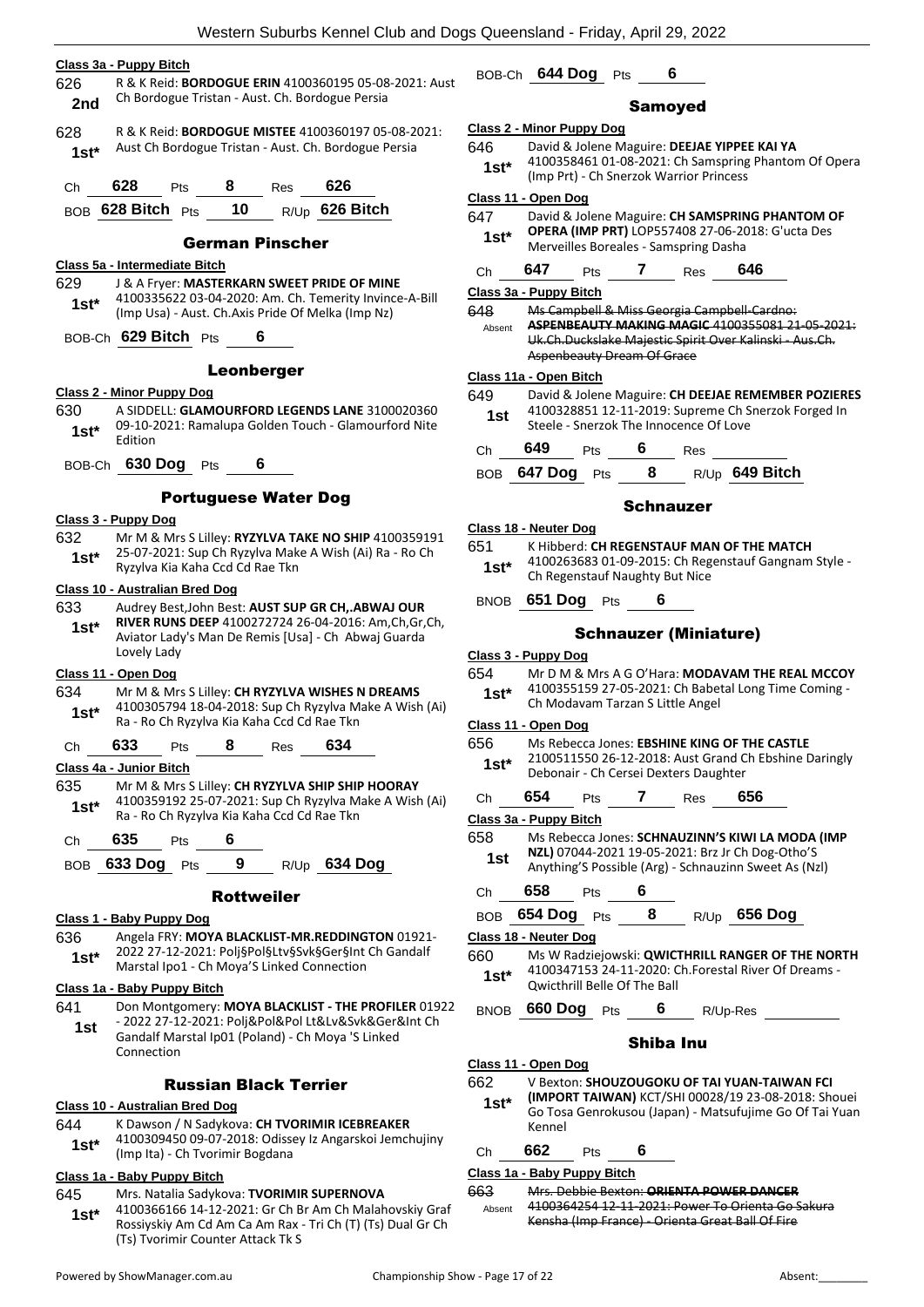**Class 3a - Puppy Bitch**

626 **2nd** R & K Reid: **BORDOGUE ERIN** 4100360195 05-08-2021: Aust Ch Bordogue Tristan - Aust. Ch. Bordogue Persia

628 **1st*** R & K Reid: **BORDOGUE MISTEE** 4100360197 05-08-2021: Aust Ch Bordogue Tristan - Aust. Ch. Bordogue Persia

Ch **628** Pts **8** Res **626**

BOB **628 Bitch** Pts **10** R/Up **626 Bitch**

## German Pinscher

**Class 5a - Intermediate Bitch**

629 **1st*** J & A Fryer: **MASTERKARN SWEET PRIDE OF MINE** 4100335622 03-04-2020: Am. Ch. Temerity Invince-A-Bill (Imp Usa) - Aust. Ch.Axis Pride Of Melka (Imp Nz)

BOB-Ch **629 Bitch** Pts **6**

## Leonberger

**Class 2 - Minor Puppy Dog**

630 **1st*** A SIDDELL: **GLAMOURFORD LEGENDS LANE** 3100020360 09-10-2021: Ramalupa Golden Touch - Glamourford Nite Edition

BOB-Ch **630 Dog** Pts **6**

## Portuguese Water Dog

**Class 3 - Puppy Dog**

632 **1st*** Mr M & Mrs S Lilley: **RYZYLVA TAKE NO SHIP** 4100359191 25-07-2021: Sup Ch Ryzylva Make A Wish (Ai) Ra - Ro Ch Ryzylva Kia Kaha Ccd Cd Rae Tkn

**Class 10 - Australian Bred Dog**

633 **1st*** Audrey Best,John Best: **AUST SUP GR CH,.ABWAJ OUR RIVER RUNS DEEP** 4100272724 26-04-2016: Am,Ch,Gr,Ch, Aviator Lady's Man De Remis [Usa] - Ch Abwaj Guarda Lovely Lady

**Class 11 - Open Dog**

634 **1st*** Mr M & Mrs S Lilley: **CH RYZYLVA WISHES N DREAMS** 4100305794 18-04-2018: Sup Ch Ryzylva Make A Wish (Ai) Ra - Ro Ch Ryzylva Kia Kaha Ccd Cd Rae Tkn

Ch **633** Pts **8** Res **634**

**Class 4a - Junior Bitch**

635 **1st*** Mr M & Mrs S Lilley: **CH RYZYLVA SHIP SHIP HOORAY** 4100359192 25-07-2021: Sup Ch Ryzylva Make A Wish (Ai) Ra - Ro Ch Ryzylva Kia Kaha Ccd Cd Rae Tkn

Ch **635** Pts **6**

BOB **633 Dog** Pts **9** R/Up **634 Dog**

## Rottweiler

**Class 1 - Baby Puppy Dog**

636 **1st*** Angela FRY: **MOYA BLACKLIST-MR.REDDINGTON** 01921-2022 27-12-2021: Polj§Pol§Ltv§Svk§Ger§Int Ch Gandalf Marstal Ipo1 - Ch Moya'S Linked Connection

**Class 1a - Baby Puppy Bitch**

641 **1st** Don Montgomery: **MOYA BLACKLIST - THE PROFILER** 01922 - 2022 27-12-2021: Polj&Pol&Pol Lt&Lv&Svk&Ger&Int Ch Gandalf Marstal Ip01 (Poland) - Ch Moya 'S Linked Connection

## Russian Black Terrier

**Class 10 - Australian Bred Dog**

644 **1st*** K Dawson / N Sadykova: **CH TVORIMIR ICEBREAKER** 4100309450 09-07-2018: Odissey Iz Angarskoi Jemchujiny (Imp Ita) - Ch Tvorimir Bogdana

**Class 1a - Baby Puppy Bitch**

645 **1st*** Mrs. Natalia Sadykova: **TVORIMIR SUPERNOVA** 4100366166 14-12-2021: Gr Ch Br Am Ch Malahovskiy Graf Rossiyskiy Am Cd Am Ca Am Rax - Tri Ch (T) (Ts) Dual Gr Ch (Ts) Tvorimir Counter Attack Tk S

BOB-Ch **644 Dog** Pts **6**

## Samoyed

**Class 2 - Minor Puppy Dog**

646 **1st*** David & Jolene Maguire: **DEEJAE YIPPEE KAI YA** 4100358461 01-08-2021: Ch Samspring Phantom Of Opera (Imp Prt) - Ch Snerzok Warrior Princess

**Class 11 - Open Dog**

647 **1st*** David & Jolene Maguire: **CH SAMSPRING PHANTOM OF OPERA (IMP PRT)** LOP557408 27-06-2018: G'ucta Des Merveilles Boreales - Samspring Dasha

Ch **647** Pts **7** Res **646**

**Class 3a - Puppy Bitch**

648 Absent ~~Ms Campbell & Miss Georgia Campbell-Cardno: **ASPENBEAUTY MAKING MAGIC** 4100355081 21-05-2021: Uk.Ch.Duckslake Majestic Spirit Over Kalinski - Aus.Ch. Aspenbeauty Dream Of Grace~~

**Class 11a - Open Bitch**

649 **1st** David & Jolene Maguire: **CH DEEJAE REMEMBER POZIERES** 4100328851 12-11-2019: Supreme Ch Snerzok Forged In Steele - Snerzok The Innocence Of Love

Ch **649** Pts **6** Res

BOB **647 Dog** Pts **8** R/Up **649 Bitch**

## Schnauzer

**Class 18 - Neuter Dog**

651 **1st*** K Hibberd: **CH REGENSTAUF MAN OF THE MATCH** 4100263683 01-09-2015: Ch Regenstauf Gangnam Style - Ch Regenstauf Naughty But Nice

BNOB **651 Dog** Pts **6**

## Schnauzer (Miniature)

**Class 3 - Puppy Dog**

654 **1st*** Mr D M & Mrs A G O'Hara: **MODAVAM THE REAL MCCOY** 4100355159 27-05-2021: Ch Babetal Long Time Coming - Ch Modavam Tarzan S Little Angel

**Class 11 - Open Dog**

656 **1st*** Ms Rebecca Jones: **EBSHINE KING OF THE CASTLE** 2100511550 26-12-2018: Aust Grand Ch Ebshine Daringly Debonair - Ch Cersei Dexters Daughter

Ch **654** Pts **7** Res **656**

**Class 3a - Puppy Bitch**

658 **1st** Ms Rebecca Jones: **SCHNAUZINN'S KIWI LA MODA (IMP NZL)** 07044-2021 19-05-2021: Brz Jr Ch Dog-Otho'S Anything'S Possible (Arg) - Schnauzinn Sweet As (Nzl)

Ch **658** Pts **6**

BOB **654 Dog** Pts **8** R/Up **656 Dog**

**Class 18 - Neuter Dog**

660 **1st*** Ms W Radziejowski: **QWICTHRILL RANGER OF THE NORTH** 4100347153 24-11-2020: Ch.Forestal River Of Dreams - Qwicthrill Belle Of The Ball

BNOB **660 Dog** Pts **6** R/Up-Res

## Shiba Inu

**Class 11 - Open Dog**

662 **1st*** V Bexton: **SHOUZOUGOKU OF TAI YUAN-TAIWAN FCI (IMPORT TAIWAN)** KCT/SHI 00028/19 23-08-2018: Shouei Go Tosa Genrokusou (Japan) - Matsufujime Go Of Tai Yuan Kennel

Ch **662** Pts **6**

**Class 1a - Baby Puppy Bitch**

663 Absent ~~Mrs. Debbie Bexton: **ORIENTA POWER DANCER** 4100364254 12-11-2021: Power To Orienta Go Sakura Kensha (Imp France) - Orienta Great Ball Of Fire~~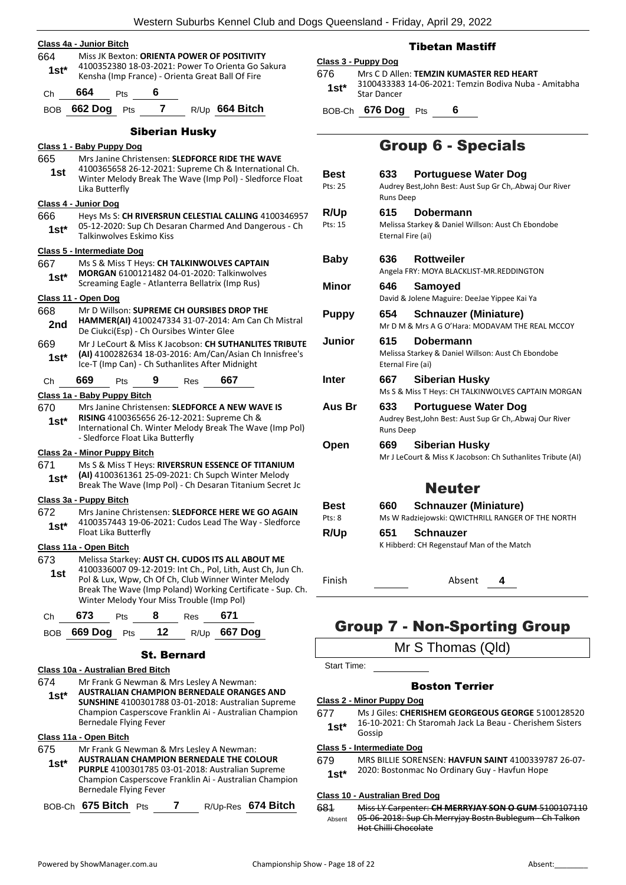**Class 4a - Junior Bitch**

664 — 1st* — Miss JK Bexton: **ORIENTA POWER OF POSITIVITY** 4100352380 18-03-2021: Power To Orienta Go Sakura Kensha (Imp France) - Orienta Great Ball Of Fire

Ch **664** Pts **6**

BOB **662 Dog** Pts **7** R/Up **664 Bitch**

### Siberian Husky

**Class 1 - Baby Puppy Dog**

665 — 1st — Mrs Janine Christensen: **SLEDFORCE RIDE THE WAVE** 4100365658 26-12-2021: Supreme Ch & International Ch. Winter Melody Break The Wave (Imp Pol) - Sledforce Float Lika Butterfly

**Class 4 - Junior Dog**

666 — 1st* — Heys Ms S: **CH RIVERSRUN CELESTIAL CALLING** 4100346957 05-12-2020: Sup Ch Desaran Charmed And Dangerous - Ch Talkinwolves Eskimo Kiss

**Class 5 - Intermediate Dog**

667 — 1st* — Ms S & Miss T Heys: **CH TALKINWOLVES CAPTAIN MORGAN** 6100121482 04-01-2020: Talkinwolves Screaming Eagle - Atlanterra Bellatrix (Imp Rus)

**Class 11 - Open Dog**

668 — 2nd — Mr D Willson: **SUPREME CH OURSIBES DROP THE HAMMER(AI)** 4100247334 31-07-2014: Am Can Ch Mistral De Ciukci(Esp) - Ch Oursibes Winter Glee

669 — 1st* — Mr J LeCourt & Miss K Jacobson: **CH SUTHANLITES TRIBUTE (AI)** 4100282634 18-03-2016: Am/Can/Asian Ch Innisfree's Ice-T (Imp Can) - Ch Suthanlites After Midnight

Ch **669** Pts **9** Res **667**

**Class 1a - Baby Puppy Bitch**

670 — 1st* — Mrs Janine Christensen: **SLEDFORCE A NEW WAVE IS RISING** 4100365656 26-12-2021: Supreme Ch & International Ch. Winter Melody Break The Wave (Imp Pol) - Sledforce Float Lika Butterfly

**Class 2a - Minor Puppy Bitch**

671 — 1st* — Ms S & Miss T Heys: **RIVERSRUN ESSENCE OF TITANIUM (AI)** 4100361361 25-09-2021: Ch Supch Winter Melody Break The Wave (Imp Pol) - Ch Desaran Titanium Secret Jc

**Class 3a - Puppy Bitch**

672 — 1st* — Mrs Janine Christensen: **SLEDFORCE HERE WE GO AGAIN** 4100357443 19-06-2021: Cudos Lead The Way - Sledforce Float Lika Butterfly

**Class 11a - Open Bitch**

673 — 1st — Melissa Starkey: **AUST CH. CUDOS ITS ALL ABOUT ME** 4100336007 09-12-2019: Int Ch., Pol, Lith, Aust Ch, Jun Ch. Pol & Lux, Wpw, Ch Of Ch, Club Winner Winter Melody Break The Wave (Imp Poland) Working Certificate - Sup. Ch. Winter Melody Your Miss Trouble (Imp Pol)

Ch **673** Pts **8** Res **671**

BOB **669 Dog** Pts **12** R/Up **667 Dog**

### St. Bernard

**Class 10a - Australian Bred Bitch**

674 — 1st* — Mr Frank G Newman & Mrs Lesley A Newman: **AUSTRALIAN CHAMPION BERNEDALE ORANGES AND SUNSHINE** 4100301788 03-01-2018: Australian Supreme Champion Casperscove Franklin Ai - Australian Champion Bernedale Flying Fever

**Class 11a - Open Bitch**

675 — 1st* — Mr Frank G Newman & Mrs Lesley A Newman: **AUSTRALIAN CHAMPION BERNEDALE THE COLOUR PURPLE** 4100301785 03-01-2018: Australian Supreme Champion Casperscove Franklin Ai - Australian Champion Bernedale Flying Fever

BOB-Ch **675 Bitch** Pts **7** R/Up-Res **674 Bitch**

### Tibetan Mastiff

**Class 3 - Puppy Dog**

676 — 1st* — Mrs C D Allen: **TEMZIN KUMASTER RED HEART** 3100433383 14-06-2021: Temzin Bodiva Nuba - Amitabha Star Dancer

BOB-Ch **676 Dog** Pts **6**

## Group 6 - Specials

| | | | |
|---|---|---|---|
| **Best** (Pts: 25) | 633 | **Portuguese Water Dog** | Audrey Best,John Best: Aust Sup Gr Ch,.Abwaj Our River Runs Deep |
| **R/Up** (Pts: 15) | 615 | **Dobermann** | Melissa Starkey & Daniel Willson: Aust Ch Ebondobe Eternal Fire (ai) |
| **Baby** | 636 | **Rottweiler** | Angela FRY: MOYA BLACKLIST-MR.REDDINGTON |
| **Minor** | 646 | **Samoyed** | David & Jolene Maguire: DeeJae Yippee Kai Ya |
| **Puppy** | 654 | **Schnauzer (Miniature)** | Mr D M & Mrs A G O'Hara: MODAVAM THE REAL MCCOY |
| **Junior** | 615 | **Dobermann** | Melissa Starkey & Daniel Willson: Aust Ch Ebondobe Eternal Fire (ai) |
| **Inter** | 667 | **Siberian Husky** | Ms S & Miss T Heys: CH TALKINWOLVES CAPTAIN MORGAN |
| **Aus Br** | 633 | **Portuguese Water Dog** | Audrey Best,John Best: Aust Sup Gr Ch,.Abwaj Our River Runs Deep |
| **Open** | 669 | **Siberian Husky** | Mr J LeCourt & Miss K Jacobson: Ch Suthanlites Tribute (AI) |

## Neuter

| | | | |
|---|---|---|---|
| **Best** (Pts: 8) | 660 | **Schnauzer (Miniature)** | Ms W Radziejowski: QWICTHRILL RANGER OF THE NORTH |
| **R/Up** | 651 | **Schnauzer** | K Hibberd: CH Regenstauf Man of the Match |

Finish ______ Absent **4**

## Group 7 - Non-Sporting Group

Mr S Thomas (Qld)

Start Time: ______

### Boston Terrier

**Class 2 - Minor Puppy Dog**

677 — 1st* — Ms J Giles: **CHERISHEM GEORGEOUS GEORGE** 5100128520 16-10-2021: Ch Staromah Jack La Beau - Cherishem Sisters Gossip

**Class 5 - Intermediate Dog**

679 — 1st* — MRS BILLIE SORENSEN: **HAVFUN SAINT** 4100339787 26-07-2020: Bostonmac No Ordinary Guy - Havfun Hope

**Class 10 - Australian Bred Dog**

681 — Absent — ~~Miss LY Carpenter: **CH MERRYJAY SON O GUM** 5100107110 05-06-2018: Sup Ch Merryjay Bostn Bublegum - Ch Talkon Hot Chilli Chocolate~~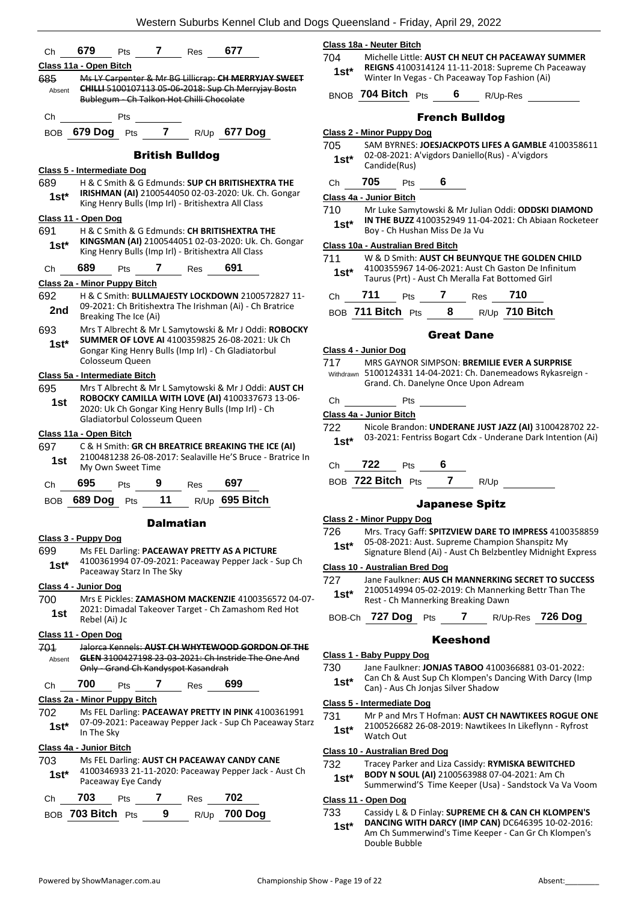Ch **679** Pts **7** Res **677**

**Class 11a - Open Bitch**

685 Absent ~~Ms LY Carpenter & Mr BG Lillicrap: **CH MERRYJAY SWEET CHILLI** 5100107113 05-06-2018: Sup Ch Merryjay Bostn Bublegum - Ch Talkon Hot Chilli Chocolate~~

Ch Pts

BOB **679 Dog** Pts **7** R/Up **677 Dog**

## British Bulldog

**Class 5 - Intermediate Dog**

689 1st* H & C Smith & G Edmunds: **SUP CH BRITISHEXTRA THE IRISHMAN (AI)** 2100544050 02-03-2020: Uk. Ch. Gongar King Henry Bulls (Imp Irl) - Britishextra All Class

**Class 11 - Open Dog**

691 1st* H & C Smith & G Edmunds: **CH BRITISHEXTRA THE KINGSMAN (AI)** 2100544051 02-03-2020: Uk. Ch. Gongar King Henry Bulls (Imp Irl) - Britishextra All Class

Ch **689** Pts **7** Res **691**

**Class 2a - Minor Puppy Bitch**

692 2nd H & C Smith: **BULLMAJESTY LOCKDOWN** 2100572827 11-09-2021: Ch Britishextra The Irishman (Ai) - Ch Bratrice Breaking The Ice (Ai)

693 1st* Mrs T Albrecht & Mr L Samytowski & Mr J Oddi: **ROBOCKY SUMMER OF LOVE AI** 4100359825 26-08-2021: Uk Ch Gongar King Henry Bulls (Imp Irl) - Ch Gladiatorbul Colosseum Queen

**Class 5a - Intermediate Bitch**

695 1st Mrs T Albrecht & Mr L Samytowski & Mr J Oddi: **AUST CH ROBOCKY CAMILLA WITH LOVE (AI)** 4100337673 13-06-2020: Uk Ch Gongar King Henry Bulls (Imp Irl) - Ch Gladiatorbul Colosseum Queen

**Class 11a - Open Bitch**

697 1st C & H Smith: **GR CH BREATRICE BREAKING THE ICE (AI)** 2100481238 26-08-2017: Sealaville He'S Bruce - Bratrice In My Own Sweet Time

Ch **695** Pts **9** Res **697**

BOB **689 Dog** Pts **11** R/Up **695 Bitch**

## Dalmatian

**Class 3 - Puppy Dog**

699 1st* Ms FEL Darling: **PACEAWAY PRETTY AS A PICTURE** 4100361994 07-09-2021: Paceaway Pepper Jack - Sup Ch Paceaway Starz In The Sky

**Class 4 - Junior Dog**

700 1st Mrs E Pickles: **ZAMASHOM MACKENZIE** 4100356572 04-07-2021: Dimadal Takeover Target - Ch Zamashom Red Hot Rebel (Ai) Jc

**Class 11 - Open Dog**

701 Absent ~~Jalorca Kennels: **AUST CH WHYTEWOOD GORDON OF THE GLEN** 3100427198 23-03-2021: Ch Instride The One And Only - Grand Ch Kandyspot Kasandrah~~

Ch **700** Pts **7** Res **699**

**Class 2a - Minor Puppy Bitch**

702 1st* Ms FEL Darling: **PACEAWAY PRETTY IN PINK** 4100361991 07-09-2021: Paceaway Pepper Jack - Sup Ch Paceaway Starz In The Sky

**Class 4a - Junior Bitch**

703 1st* Ms FEL Darling: **AUST CH PACEAWAY CANDY CANE** 4100346933 21-11-2020: Paceaway Pepper Jack - Aust Ch Paceaway Eye Candy

Ch **703** Pts **7** Res **702**

BOB **703 Bitch** Pts **9** R/Up **700 Dog**

**Class 18a - Neuter Bitch**

704 1st* Michelle Little: **AUST CH NEUT CH PACEAWAY SUMMER REIGNS** 4100314124 11-11-2018: Supreme Ch Paceaway Winter In Vegas - Ch Paceaway Top Fashion (Ai)

BNOB **704 Bitch** Pts **6** R/Up-Res

## French Bulldog

**Class 2 - Minor Puppy Dog**

705 1st* SAM BYRNES: **JOESJACKPOTS LIFES A GAMBLE** 4100358611 02-08-2021: A'vigdors Daniello(Rus) - A'vigdors Candide(Rus)

Ch **705** Pts **6**

**Class 4a - Junior Bitch**

710 1st* Mr Luke Samytowski & Mr Julian Oddi: **ODDSKI DIAMOND IN THE BUZZ** 4100352949 11-04-2021: Ch Abiaan Rocketeer Boy - Ch Hushan Miss De Ja Vu

**Class 10a - Australian Bred Bitch**

711 1st* W & D Smith: **AUST CH BEUNYQUE THE GOLDEN CHILD** 4100355967 14-06-2021: Aust Ch Gaston De Infinitum Taurus (Prt) - Aust Ch Meralla Fat Bottomed Girl

Ch **711** Pts **7** Res **710**

BOB **711 Bitch** Pts **8** R/Up **710 Bitch**

## Great Dane

**Class 4 - Junior Dog**

717 Withdrawn MRS GAYNOR SIMPSON: **BREMILIE EVER A SURPRISE** 5100124331 14-04-2021: Ch. Danemeadows Rykasreign - Grand. Ch. Danelyne Once Upon Adream

Ch Pts

**Class 4a - Junior Bitch**

722 1st* Nicole Brandon: **UNDERANE JUST JAZZ (AI)** 3100428702 22-03-2021: Fentriss Bogart Cdx - Underane Dark Intention (Ai)

Ch **722** Pts **6**

BOB **722 Bitch** Pts **7** R/Up

## Japanese Spitz

**Class 2 - Minor Puppy Dog**

726 1st* Mrs. Tracy Gaff: **SPITZVIEW DARE TO IMPRESS** 4100358859 05-08-2021: Aust. Supreme Champion Shanspitz My Signature Blend (Ai) - Aust Ch Belzbentley Midnight Express

**Class 10 - Australian Bred Dog**

727 1st* Jane Faulkner: **AUS CH MANNERKING SECRET TO SUCCESS** 2100514994 05-02-2019: Ch Mannerking Bettr Than The Rest - Ch Mannerking Breaking Dawn

BOB-Ch **727 Dog** Pts **7** R/Up-Res **726 Dog**

## Keeshond

**Class 1 - Baby Puppy Dog**

730 1st* Jane Faulkner: **JONJAS TABOO** 4100366881 03-01-2022: Can Ch & Aust Sup Ch Klompen's Dancing With Darcy (Imp Can) - Aus Ch Jonjas Silver Shadow

**Class 5 - Intermediate Dog**

731 1st* Mr P and Mrs T Hofman: **AUST CH NAWTIKEES ROGUE ONE** 2100526682 26-08-2019: Nawtikees In Likeflynn - Ryfrost Watch Out

**Class 10 - Australian Bred Dog**

732 1st* Tracey Parker and Liza Cassidy: **RYMISKA BEWITCHED BODY N SOUL (AI)** 2100563988 07-04-2021: Am Ch Summerwind'S Time Keeper (Usa) - Sandstock Va Va Voom

**Class 11 - Open Dog**

733 1st* Cassidy L & D Finlay: **SUPREME CH & CAN CH KLOMPEN'S DANCING WITH DARCY (IMP CAN)** DC646395 10-02-2016: Am Ch Summerwind's Time Keeper - Can Gr Ch Klompen's Double Bubble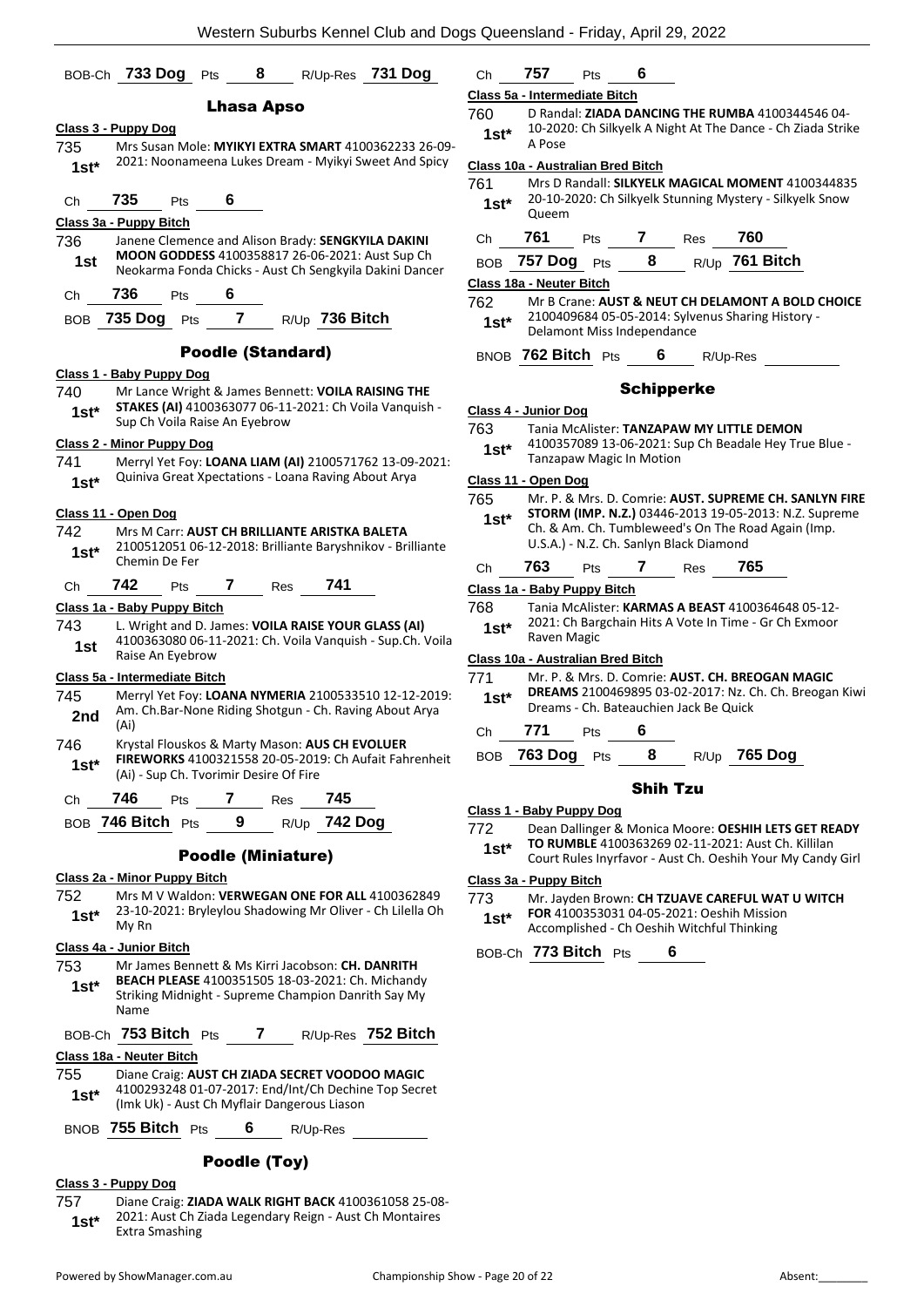BOB-Ch **733 Dog** Pts **8** R/Up-Res **731 Dog**

## Lhasa Apso

**Class 3 - Puppy Dog**

735 **1st*** Mrs Susan Mole: **MYIKYI EXTRA SMART** 4100362233 26-09-2021: Noonameena Lukes Dream - Myikyi Sweet And Spicy

Ch **735** Pts **6**

**Class 3a - Puppy Bitch**

736 **1st** Janene Clemence and Alison Brady: **SENGKYILA DAKINI MOON GODDESS** 4100358817 26-06-2021: Aust Sup Ch Neokarma Fonda Chicks - Aust Ch Sengkyila Dakini Dancer

Ch **736** Pts **6**

BOB **735 Dog** Pts **7** R/Up **736 Bitch**

## Poodle (Standard)

**Class 1 - Baby Puppy Dog**

740 **1st*** Mr Lance Wright & James Bennett: **VOILA RAISING THE STAKES (AI)** 4100363077 06-11-2021: Ch Voila Vanquish - Sup Ch Voila Raise An Eyebrow

**Class 2 - Minor Puppy Dog**

741 **1st*** Merryl Yet Foy: **LOANA LIAM (AI)** 2100571762 13-09-2021: Quiniva Great Xpectations - Loana Raving About Arya

**Class 11 - Open Dog**

742 **1st*** Mrs M Carr: **AUST CH BRILLIANTE ARISTKA BALETA** 2100512051 06-12-2018: Brilliante Baryshnikov - Brilliante Chemin De Fer

Ch **742** Pts **7** Res **741**

**Class 1a - Baby Puppy Bitch**

743 **1st** L. Wright and D. James: **VOILA RAISE YOUR GLASS (AI)** 4100363080 06-11-2021: Ch. Voila Vanquish - Sup.Ch. Voila Raise An Eyebrow

**Class 5a - Intermediate Bitch**

745 **2nd** Merryl Yet Foy: **LOANA NYMERIA** 2100533510 12-12-2019: Am. Ch.Bar-None Riding Shotgun - Ch. Raving About Arya (Ai)

746 **1st*** Krystal Flouskos & Marty Mason: **AUS CH EVOLUER FIREWORKS** 4100321558 20-05-2019: Ch Aufait Fahrenheit (Ai) - Sup Ch. Tvorimir Desire Of Fire

Ch **746** Pts **7** Res **745**

BOB **746 Bitch** Pts **9** R/Up **742 Dog**

## Poodle (Miniature)

**Class 2a - Minor Puppy Bitch**

752 **1st*** Mrs M V Waldon: **VERWEGAN ONE FOR ALL** 4100362849 23-10-2021: Bryleylou Shadowing Mr Oliver - Ch Lilella Oh My Rn

**Class 4a - Junior Bitch**

753 **1st*** Mr James Bennett & Ms Kirri Jacobson: **CH. DANRITH BEACH PLEASE** 4100351505 18-03-2021: Ch. Michandy Striking Midnight - Supreme Champion Danrith Say My Name

BOB-Ch **753 Bitch** Pts **7** R/Up-Res **752 Bitch**

**Class 18a - Neuter Bitch**

755 **1st*** Diane Craig: **AUST CH ZIADA SECRET VOODOO MAGIC** 4100293248 01-07-2017: End/Int/Ch Dechine Top Secret (Imk Uk) - Aust Ch Myflair Dangerous Liason

BNOB **755 Bitch** Pts **6** R/Up-Res

## Poodle (Toy)

**Class 3 - Puppy Dog**

757 **1st*** Diane Craig: **ZIADA WALK RIGHT BACK** 4100361058 25-08-2021: Aust Ch Ziada Legendary Reign - Aust Ch Montaires Extra Smashing

Ch **757** Pts **6**

**Class 5a - Intermediate Bitch**

760 **1st*** D Randal: **ZIADA DANCING THE RUMBA** 4100344546 04-10-2020: Ch Silkyelk A Night At The Dance - Ch Ziada Strike A Pose

**Class 10a - Australian Bred Bitch**

761 **1st*** Mrs D Randall: **SILKYELK MAGICAL MOMENT** 4100344835 20-10-2020: Ch Silkyelk Stunning Mystery - Silkyelk Snow Queem

Ch **761** Pts **7** Res **760**

BOB **757 Dog** Pts **8** R/Up **761 Bitch**

**Class 18a - Neuter Bitch**

762 **1st*** Mr B Crane: **AUST & NEUT CH DELAMONT A BOLD CHOICE** 2100409684 05-05-2014: Sylvenus Sharing History - Delamont Miss Independance

BNOB **762 Bitch** Pts **6** R/Up-Res

## Schipperke

**Class 4 - Junior Dog**

763 **1st*** Tania McAlister: **TANZAPAW MY LITTLE DEMON** 4100357089 13-06-2021: Sup Ch Beadale Hey True Blue - Tanzapaw Magic In Motion

**Class 11 - Open Dog**

765 **1st*** Mr. P. & Mrs. D. Comrie: **AUST. SUPREME CH. SANLYN FIRE STORM (IMP. N.Z.)** 03446-2013 19-05-2013: N.Z. Supreme Ch. & Am. Ch. Tumbleweed's On The Road Again (Imp. U.S.A.) - N.Z. Ch. Sanlyn Black Diamond

Ch **763** Pts **7** Res **765**

**Class 1a - Baby Puppy Bitch**

768 **1st*** Tania McAlister: **KARMAS A BEAST** 4100364648 05-12-2021: Ch Bargchain Hits A Vote In Time - Gr Ch Exmoor Raven Magic

**Class 10a - Australian Bred Bitch**

771 **1st*** Mr. P. & Mrs. D. Comrie: **AUST. CH. BREOGAN MAGIC DREAMS** 2100469895 03-02-2017: Nz. Ch. Ch. Breogan Kiwi Dreams - Ch. Bateauchien Jack Be Quick

Ch **771** Pts **6**

BOB **763 Dog** Pts **8** R/Up **765 Dog**

## Shih Tzu

**Class 1 - Baby Puppy Dog**

772 **1st*** Dean Dallinger & Monica Moore: **OESHIH LETS GET READY TO RUMBLE** 4100363269 02-11-2021: Aust Ch. Killilan Court Rules Inyrfavor - Aust Ch. Oeshih Your My Candy Girl

**Class 3a - Puppy Bitch**

773 **1st*** Mr. Jayden Brown: **CH TZUAVE CAREFUL WAT U WITCH FOR** 4100353031 04-05-2021: Oeshih Mission Accomplished - Ch Oeshih Witchful Thinking

BOB-Ch **773 Bitch** Pts **6**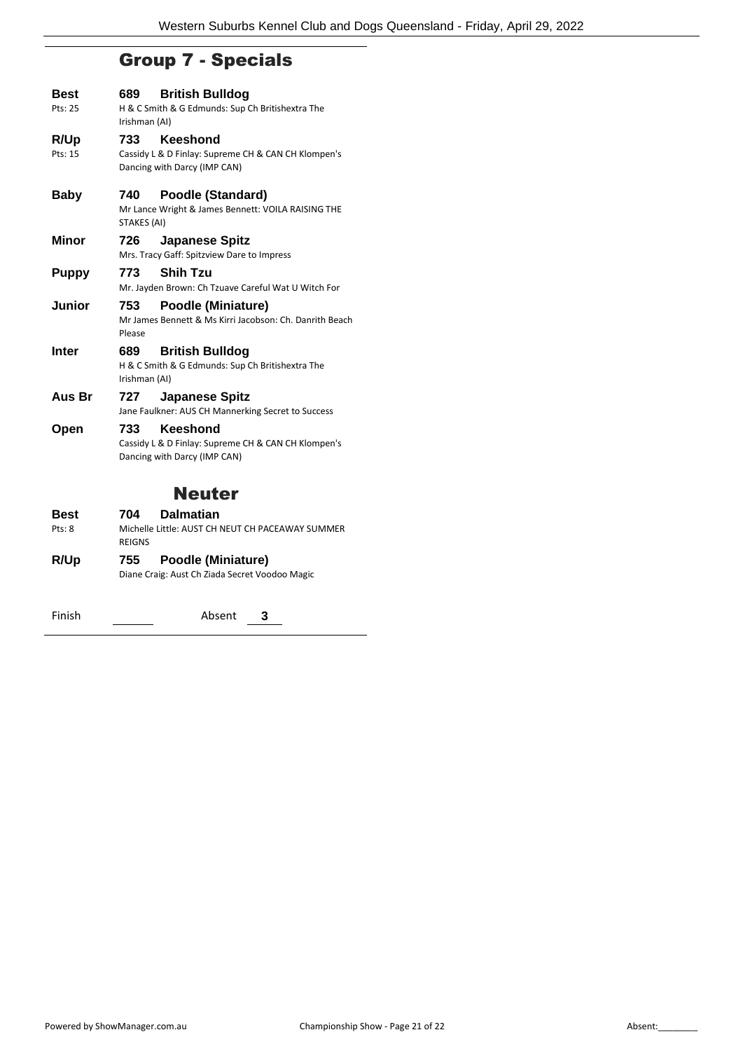## Group 7 - Specials

**Best** Pts: 25
**689 British Bulldog**
H & C Smith & G Edmunds: Sup Ch Britishextra The Irishman (AI)

**R/Up** Pts: 15
**733 Keeshond**
Cassidy L & D Finlay: Supreme CH & CAN CH Klompen's Dancing with Darcy (IMP CAN)

**Baby**
**740 Poodle (Standard)**
Mr Lance Wright & James Bennett: VOILA RAISING THE STAKES (AI)

**Minor**
**726 Japanese Spitz**
Mrs. Tracy Gaff: Spitzview Dare to Impress

**Puppy**
**773 Shih Tzu**
Mr. Jayden Brown: Ch Tzuave Careful Wat U Witch For

**Junior**
**753 Poodle (Miniature)**
Mr James Bennett & Ms Kirri Jacobson: Ch. Danrith Beach Please

**Inter**
**689 British Bulldog**
H & C Smith & G Edmunds: Sup Ch Britishextra The Irishman (AI)

**Aus Br**
**727 Japanese Spitz**
Jane Faulkner: AUS CH Mannerking Secret to Success

**Open**
**733 Keeshond**
Cassidy L & D Finlay: Supreme CH & CAN CH Klompen's Dancing with Darcy (IMP CAN)

## Neuter

**Best** Pts: 8
**704 Dalmatian**
Michelle Little: AUST CH NEUT CH PACEAWAY SUMMER REIGNS

**R/Up**
**755 Poodle (Miniature)**
Diane Craig: Aust Ch Ziada Secret Voodoo Magic

Finish ______ Absent **3**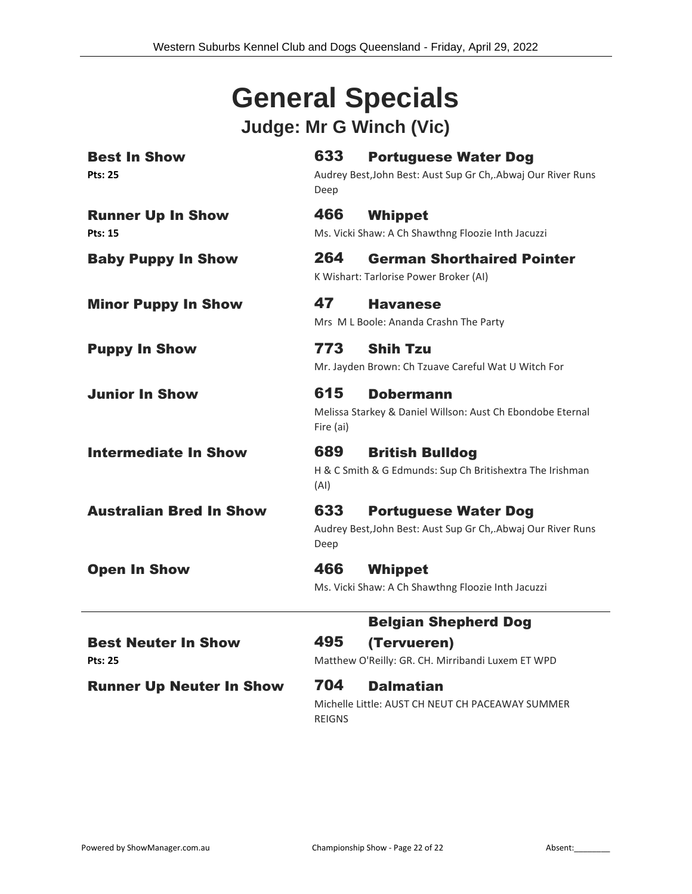# General Specials

## Judge: Mr G Winch (Vic)

**Best In Show**
Pts: 25

**633 Portuguese Water Dog**
Audrey Best,John Best: Aust Sup Gr Ch,.Abwaj Our River Runs Deep

**Runner Up In Show**
Pts: 15

**466 Whippet**
Ms. Vicki Shaw: A Ch Shawthng Floozie Inth Jacuzzi

**Baby Puppy In Show**

**264 German Shorthaired Pointer**
K Wishart: Tarlorise Power Broker (AI)

**Minor Puppy In Show**

**47 Havanese**
Mrs M L Boole: Ananda Crashn The Party

**Puppy In Show**

**773 Shih Tzu**
Mr. Jayden Brown: Ch Tzuave Careful Wat U Witch For

**Junior In Show**

**615 Dobermann**
Melissa Starkey & Daniel Willson: Aust Ch Ebondobe Eternal Fire (ai)

**Intermediate In Show**

**689 British Bulldog**
H & C Smith & G Edmunds: Sup Ch Britishextra The Irishman (AI)

**Australian Bred In Show**

**633 Portuguese Water Dog**
Audrey Best,John Best: Aust Sup Gr Ch,.Abwaj Our River Runs Deep

**Open In Show**

**466 Whippet**
Ms. Vicki Shaw: A Ch Shawthng Floozie Inth Jacuzzi

---

**Best Neuter In Show**
Pts: 25

**495 Belgian Shepherd Dog (Tervueren)**
Matthew O'Reilly: GR. CH. Mirribandi Luxem ET WPD

**Runner Up Neuter In Show**

**704 Dalmatian**
Michelle Little: AUST CH NEUT CH PACEAWAY SUMMER REIGNS